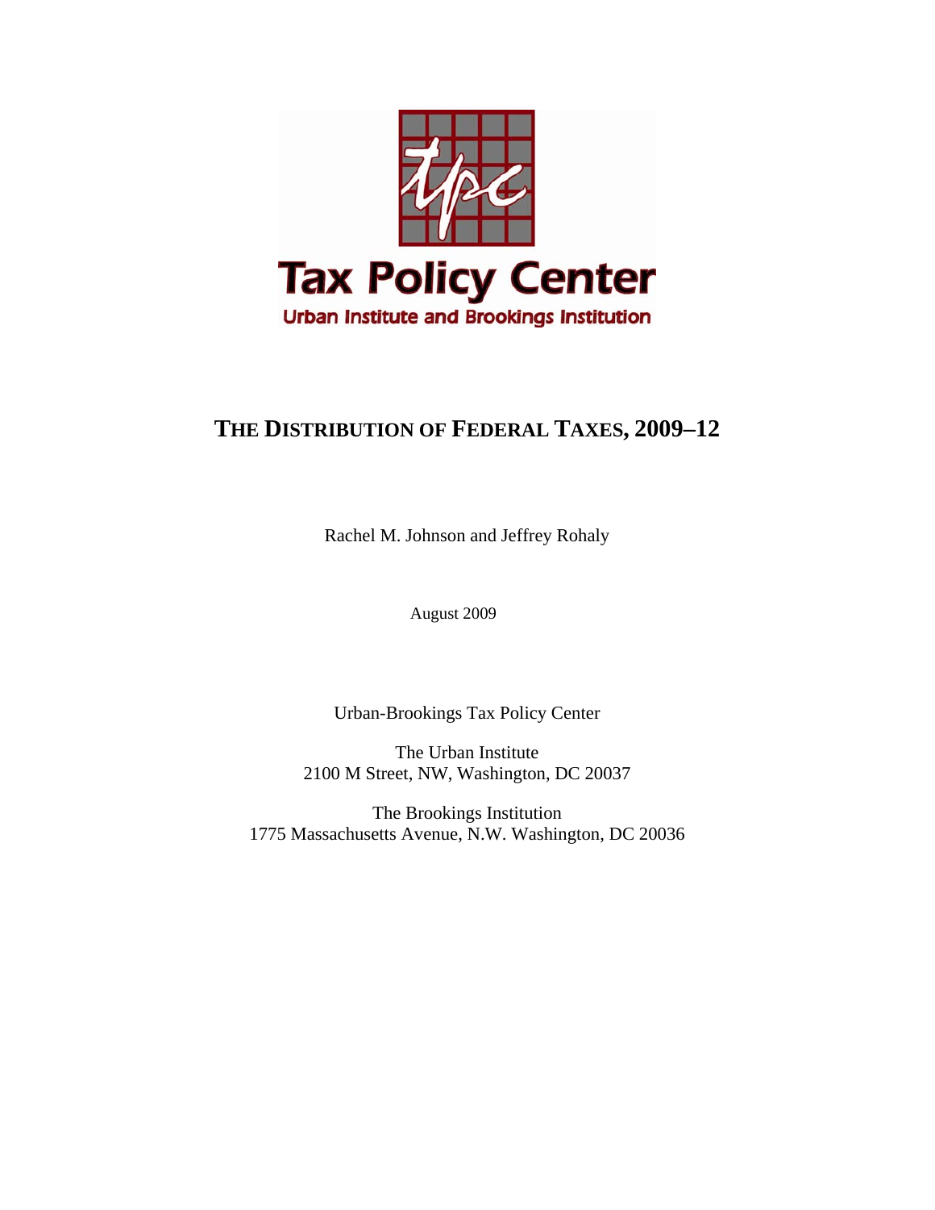Tax Policy Center

Urban Institute and Brookings Institution

# THE DISTRIBUTION OF FEDERAL TAXES, 2009–12

Rachel M. Johnson and Jeffrey Rohaly

August 2009

Urban-Brookings Tax Policy Center

The Urban Institute
2100 M Street, NW, Washington, DC 20037

The Brookings Institution
1775 Massachusetts Avenue, N.W. Washington, DC 20036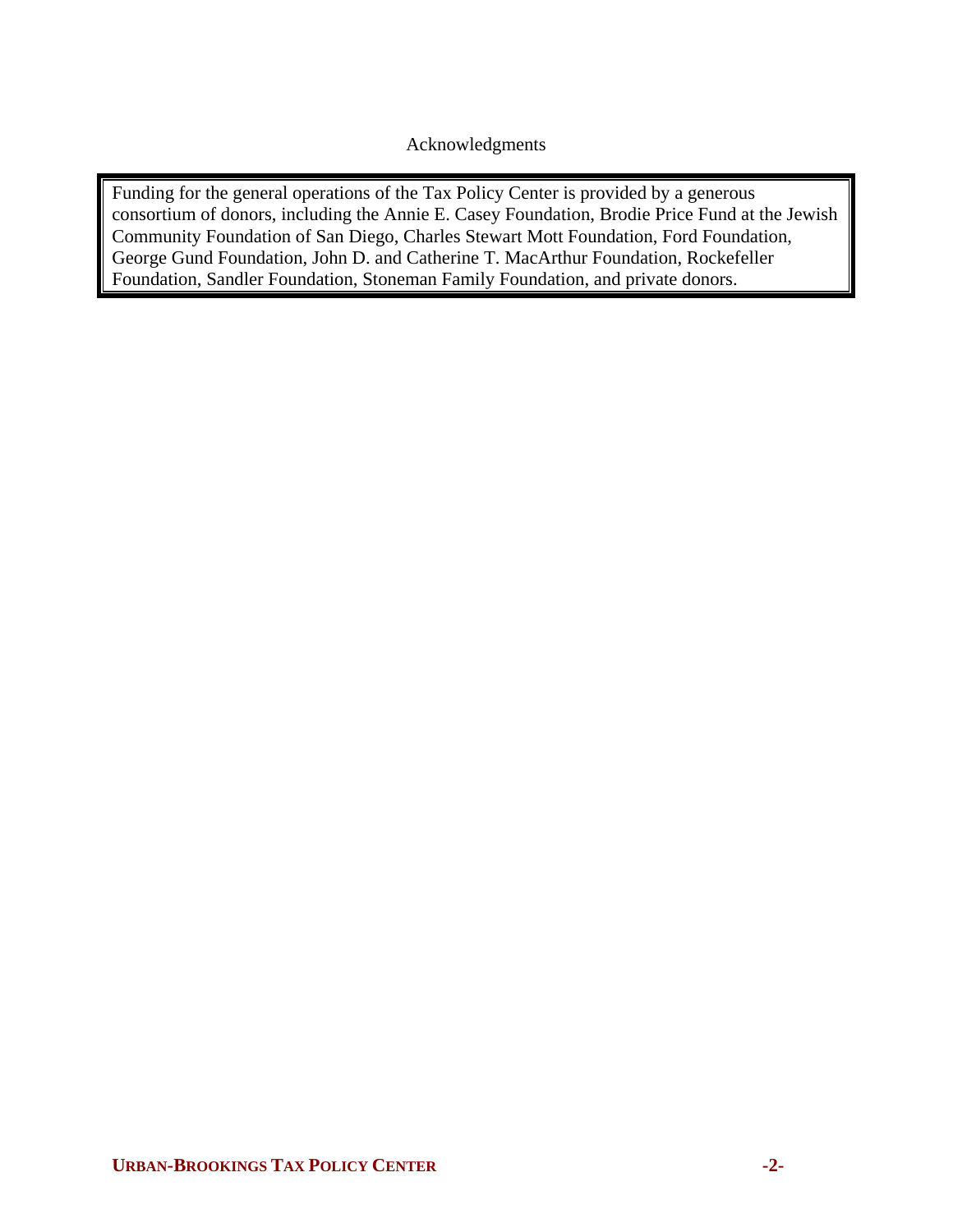Acknowledgments

Funding for the general operations of the Tax Policy Center is provided by a generous consortium of donors, including the Annie E. Casey Foundation, Brodie Price Fund at the Jewish Community Foundation of San Diego, Charles Stewart Mott Foundation, Ford Foundation, George Gund Foundation, John D. and Catherine T. MacArthur Foundation, Rockefeller Foundation, Sandler Foundation, Stoneman Family Foundation, and private donors.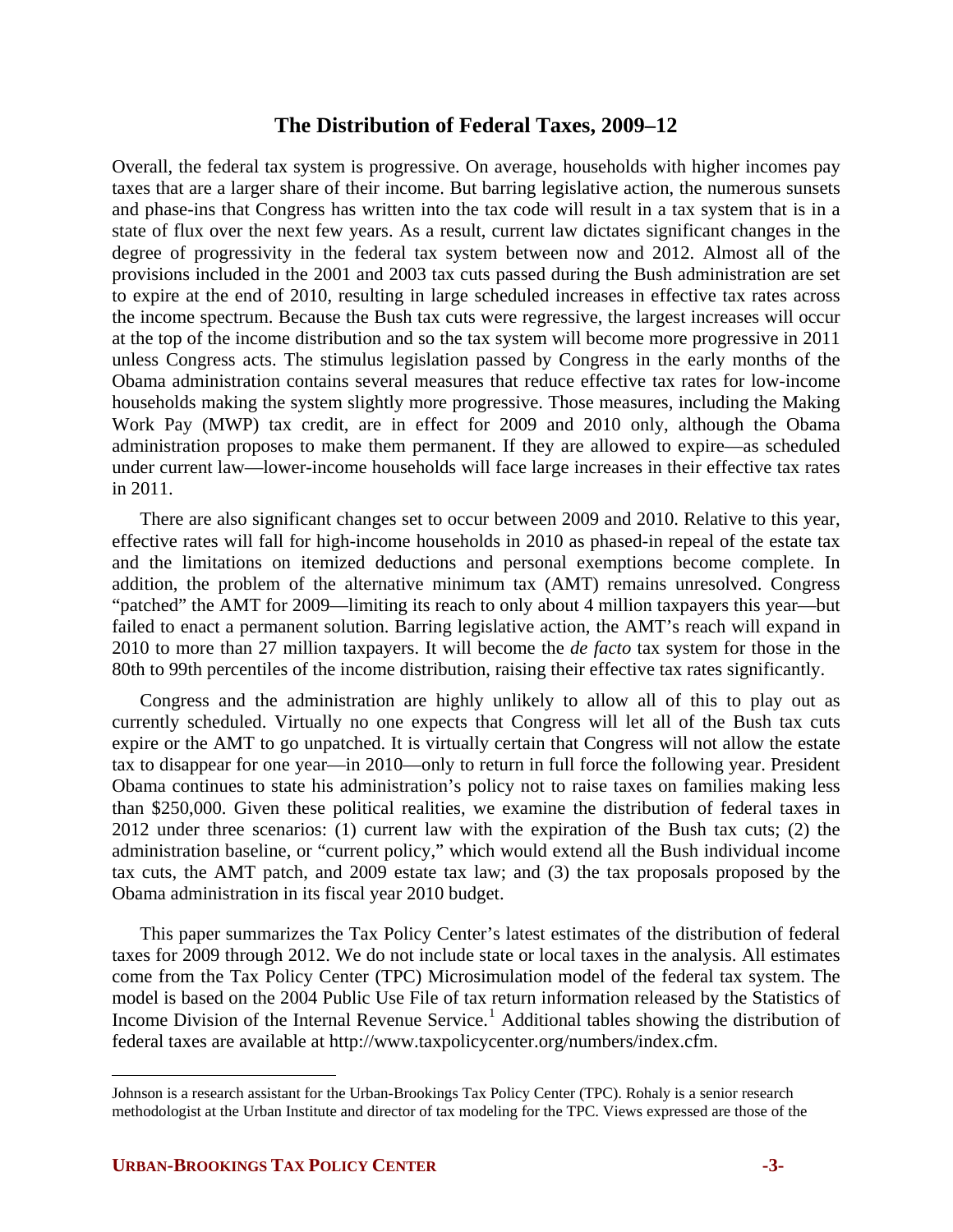# The Distribution of Federal Taxes, 2009–12

Overall, the federal tax system is progressive. On average, households with higher incomes pay taxes that are a larger share of their income. But barring legislative action, the numerous sunsets and phase-ins that Congress has written into the tax code will result in a tax system that is in a state of flux over the next few years. As a result, current law dictates significant changes in the degree of progressivity in the federal tax system between now and 2012. Almost all of the provisions included in the 2001 and 2003 tax cuts passed during the Bush administration are set to expire at the end of 2010, resulting in large scheduled increases in effective tax rates across the income spectrum. Because the Bush tax cuts were regressive, the largest increases will occur at the top of the income distribution and so the tax system will become more progressive in 2011 unless Congress acts. The stimulus legislation passed by Congress in the early months of the Obama administration contains several measures that reduce effective tax rates for low-income households making the system slightly more progressive. Those measures, including the Making Work Pay (MWP) tax credit, are in effect for 2009 and 2010 only, although the Obama administration proposes to make them permanent. If they are allowed to expire—as scheduled under current law—lower-income households will face large increases in their effective tax rates in 2011.

There are also significant changes set to occur between 2009 and 2010. Relative to this year, effective rates will fall for high-income households in 2010 as phased-in repeal of the estate tax and the limitations on itemized deductions and personal exemptions become complete. In addition, the problem of the alternative minimum tax (AMT) remains unresolved. Congress "patched" the AMT for 2009—limiting its reach to only about 4 million taxpayers this year—but failed to enact a permanent solution. Barring legislative action, the AMT's reach will expand in 2010 to more than 27 million taxpayers. It will become the *de facto* tax system for those in the 80th to 99th percentiles of the income distribution, raising their effective tax rates significantly.

Congress and the administration are highly unlikely to allow all of this to play out as currently scheduled. Virtually no one expects that Congress will let all of the Bush tax cuts expire or the AMT to go unpatched. It is virtually certain that Congress will not allow the estate tax to disappear for one year—in 2010—only to return in full force the following year. President Obama continues to state his administration's policy not to raise taxes on families making less than $250,000. Given these political realities, we examine the distribution of federal taxes in 2012 under three scenarios: (1) current law with the expiration of the Bush tax cuts; (2) the administration baseline, or "current policy," which would extend all the Bush individual income tax cuts, the AMT patch, and 2009 estate tax law; and (3) the tax proposals proposed by the Obama administration in its fiscal year 2010 budget.

This paper summarizes the Tax Policy Center's latest estimates of the distribution of federal taxes for 2009 through 2012. We do not include state or local taxes in the analysis. All estimates come from the Tax Policy Center (TPC) Microsimulation model of the federal tax system. The model is based on the 2004 Public Use File of tax return information released by the Statistics of Income Division of the Internal Revenue Service.[1] Additional tables showing the distribution of federal taxes are available at http://www.taxpolicycenter.org/numbers/index.cfm.

---

Johnson is a research assistant for the Urban-Brookings Tax Policy Center (TPC). Rohaly is a senior research methodologist at the Urban Institute and director of tax modeling for the TPC. Views expressed are those of the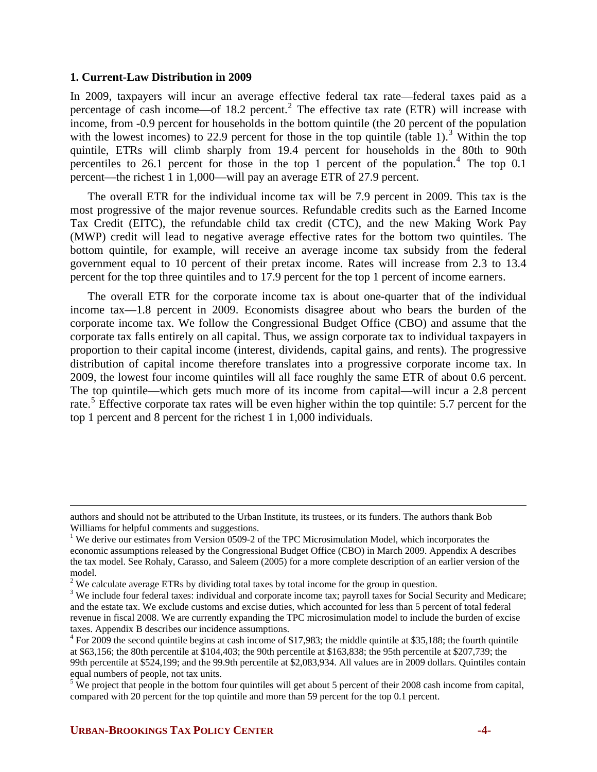### 1. Current-Law Distribution in 2009

In 2009, taxpayers will incur an average effective federal tax rate—federal taxes paid as a percentage of cash income—of 18.2 percent.[2] The effective tax rate (ETR) will increase with income, from -0.9 percent for households in the bottom quintile (the 20 percent of the population with the lowest incomes) to 22.9 percent for those in the top quintile (table 1).[3] Within the top quintile, ETRs will climb sharply from 19.4 percent for households in the 80th to 90th percentiles to 26.1 percent for those in the top 1 percent of the population.[4] The top 0.1 percent—the richest 1 in 1,000—will pay an average ETR of 27.9 percent.

The overall ETR for the individual income tax will be 7.9 percent in 2009. This tax is the most progressive of the major revenue sources. Refundable credits such as the Earned Income Tax Credit (EITC), the refundable child tax credit (CTC), and the new Making Work Pay (MWP) credit will lead to negative average effective rates for the bottom two quintiles. The bottom quintile, for example, will receive an average income tax subsidy from the federal government equal to 10 percent of their pretax income. Rates will increase from 2.3 to 13.4 percent for the top three quintiles and to 17.9 percent for the top 1 percent of income earners.

The overall ETR for the corporate income tax is about one-quarter that of the individual income tax—1.8 percent in 2009. Economists disagree about who bears the burden of the corporate income tax. We follow the Congressional Budget Office (CBO) and assume that the corporate tax falls entirely on all capital. Thus, we assign corporate tax to individual taxpayers in proportion to their capital income (interest, dividends, capital gains, and rents). The progressive distribution of capital income therefore translates into a progressive corporate income tax. In 2009, the lowest four income quintiles will all face roughly the same ETR of about 0.6 percent. The top quintile—which gets much more of its income from capital—will incur a 2.8 percent rate.[5] Effective corporate tax rates will be even higher within the top quintile: 5.7 percent for the top 1 percent and 8 percent for the richest 1 in 1,000 individuals.

---

authors and should not be attributed to the Urban Institute, its trustees, or its funders. The authors thank Bob Williams for helpful comments and suggestions.

[1] We derive our estimates from Version 0509-2 of the TPC Microsimulation Model, which incorporates the economic assumptions released by the Congressional Budget Office (CBO) in March 2009. Appendix A describes the tax model. See Rohaly, Carasso, and Saleem (2005) for a more complete description of an earlier version of the model.

[2] We calculate average ETRs by dividing total taxes by total income for the group in question.

[3] We include four federal taxes: individual and corporate income tax; payroll taxes for Social Security and Medicare; and the estate tax. We exclude customs and excise duties, which accounted for less than 5 percent of total federal revenue in fiscal 2008. We are currently expanding the TPC microsimulation model to include the burden of excise taxes. Appendix B describes our incidence assumptions.

[4] For 2009 the second quintile begins at cash income of $17,983; the middle quintile at $35,188; the fourth quintile at $63,156; the 80th percentile at $104,403; the 90th percentile at $163,838; the 95th percentile at $207,739; the 99th percentile at $524,199; and the 99.9th percentile at $2,083,934. All values are in 2009 dollars. Quintiles contain equal numbers of people, not tax units.

[5] We project that people in the bottom four quintiles will get about 5 percent of their 2008 cash income from capital, compared with 20 percent for the top quintile and more than 59 percent for the top 0.1 percent.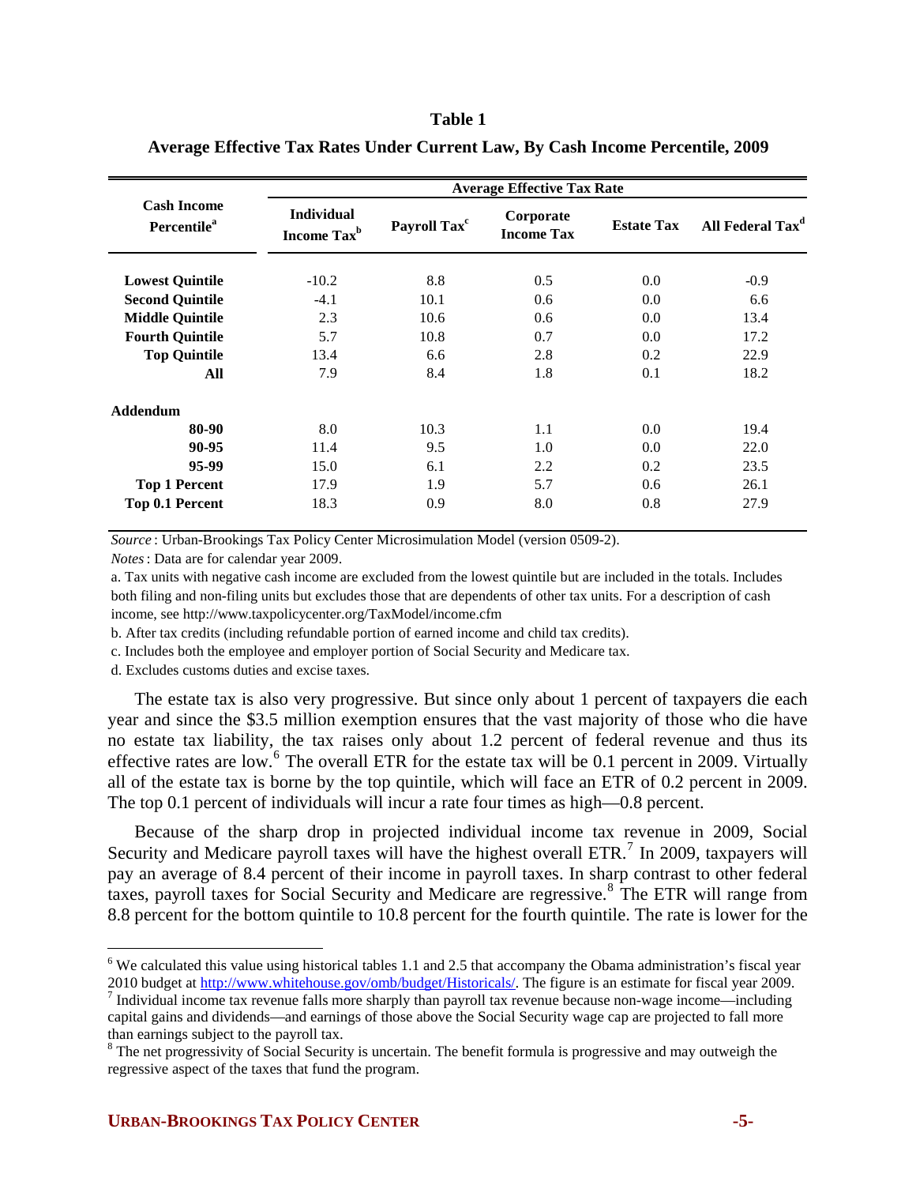**Table 1**

**Average Effective Tax Rates Under Current Law, By Cash Income Percentile, 2009**

| Cash Income Percentile[a] | Average Effective Tax Rate | | | | |
|---|---|---|---|---|---|
| | Individual Income Tax[b] | Payroll Tax[c] | Corporate Income Tax | Estate Tax | All Federal Tax[d] |
| **Lowest Quintile** | -10.2 | 8.8 | 0.5 | 0.0 | -0.9 |
| **Second Quintile** | -4.1 | 10.1 | 0.6 | 0.0 | 6.6 |
| **Middle Quintile** | 2.3 | 10.6 | 0.6 | 0.0 | 13.4 |
| **Fourth Quintile** | 5.7 | 10.8 | 0.7 | 0.0 | 17.2 |
| **Top Quintile** | 13.4 | 6.6 | 2.8 | 0.2 | 22.9 |
| **All** | 7.9 | 8.4 | 1.8 | 0.1 | 18.2 |
| **Addendum** | | | | | |
| **80-90** | 8.0 | 10.3 | 1.1 | 0.0 | 19.4 |
| **90-95** | 11.4 | 9.5 | 1.0 | 0.0 | 22.0 |
| **95-99** | 15.0 | 6.1 | 2.2 | 0.2 | 23.5 |
| **Top 1 Percent** | 17.9 | 1.9 | 5.7 | 0.6 | 26.1 |
| **Top 0.1 Percent** | 18.3 | 0.9 | 8.0 | 0.8 | 27.9 |

*Source*: Urban-Brookings Tax Policy Center Microsimulation Model (version 0509-2).

*Notes*: Data are for calendar year 2009.

a. Tax units with negative cash income are excluded from the lowest quintile but are included in the totals. Includes both filing and non-filing units but excludes those that are dependents of other tax units. For a description of cash income, see http://www.taxpolicycenter.org/TaxModel/income.cfm

b. After tax credits (including refundable portion of earned income and child tax credits).

c. Includes both the employee and employer portion of Social Security and Medicare tax.

d. Excludes customs duties and excise taxes.

The estate tax is also very progressive. But since only about 1 percent of taxpayers die each year and since the $3.5 million exemption ensures that the vast majority of those who die have no estate tax liability, the tax raises only about 1.2 percent of federal revenue and thus its effective rates are low.[6] The overall ETR for the estate tax will be 0.1 percent in 2009. Virtually all of the estate tax is borne by the top quintile, which will face an ETR of 0.2 percent in 2009. The top 0.1 percent of individuals will incur a rate four times as high—0.8 percent.

Because of the sharp drop in projected individual income tax revenue in 2009, Social Security and Medicare payroll taxes will have the highest overall ETR.[7] In 2009, taxpayers will pay an average of 8.4 percent of their income in payroll taxes. In sharp contrast to other federal taxes, payroll taxes for Social Security and Medicare are regressive.[8] The ETR will range from 8.8 percent for the bottom quintile to 10.8 percent for the fourth quintile. The rate is lower for the

---

[6] We calculated this value using historical tables 1.1 and 2.5 that accompany the Obama administration's fiscal year 2010 budget at http://www.whitehouse.gov/omb/budget/Historicals/. The figure is an estimate for fiscal year 2009.

[7] Individual income tax revenue falls more sharply than payroll tax revenue because non-wage income—including capital gains and dividends—and earnings of those above the Social Security wage cap are projected to fall more than earnings subject to the payroll tax.

[8] The net progressivity of Social Security is uncertain. The benefit formula is progressive and may outweigh the regressive aspect of the taxes that fund the program.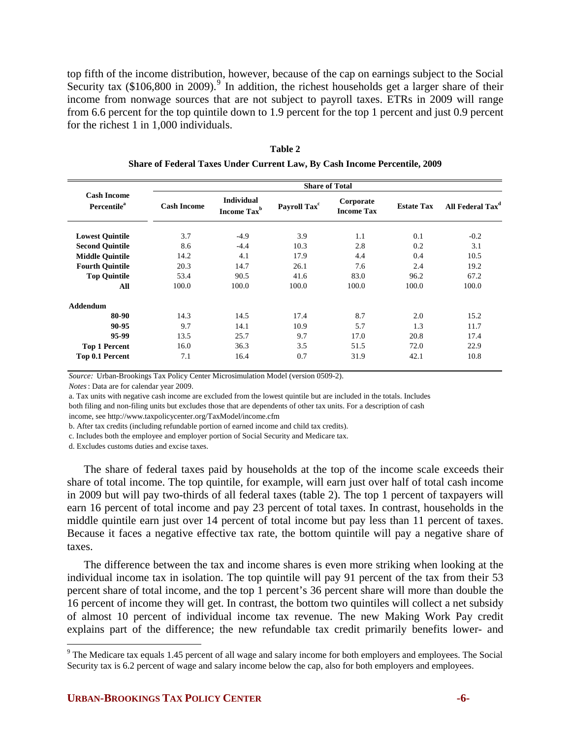top fifth of the income distribution, however, because of the cap on earnings subject to the Social Security tax ($106,800 in 2009).[9] In addition, the richest households get a larger share of their income from nonwage sources that are not subject to payroll taxes. ETRs in 2009 will range from 6.6 percent for the top quintile down to 1.9 percent for the top 1 percent and just 0.9 percent for the richest 1 in 1,000 individuals.

**Table 2**

**Share of Federal Taxes Under Current Law, By Cash Income Percentile, 2009**

| Cash Income Percentile[a] | Share of Total | | | | | |
|---|---|---|---|---|---|---|
| | Cash Income | Individual Income Tax[b] | Payroll Tax[c] | Corporate Income Tax | Estate Tax | All Federal Tax[d] |
| **Lowest Quintile** | 3.7 | -4.9 | 3.9 | 1.1 | 0.1 | -0.2 |
| **Second Quintile** | 8.6 | -4.4 | 10.3 | 2.8 | 0.2 | 3.1 |
| **Middle Quintile** | 14.2 | 4.1 | 17.9 | 4.4 | 0.4 | 10.5 |
| **Fourth Quintile** | 20.3 | 14.7 | 26.1 | 7.6 | 2.4 | 19.2 |
| **Top Quintile** | 53.4 | 90.5 | 41.6 | 83.0 | 96.2 | 67.2 |
| **All** | 100.0 | 100.0 | 100.0 | 100.0 | 100.0 | 100.0 |
| **Addendum** | | | | | | |
| **80-90** | 14.3 | 14.5 | 17.4 | 8.7 | 2.0 | 15.2 |
| **90-95** | 9.7 | 14.1 | 10.9 | 5.7 | 1.3 | 11.7 |
| **95-99** | 13.5 | 25.7 | 9.7 | 17.0 | 20.8 | 17.4 |
| **Top 1 Percent** | 16.0 | 36.3 | 3.5 | 51.5 | 72.0 | 22.9 |
| **Top 0.1 Percent** | 7.1 | 16.4 | 0.7 | 31.9 | 42.1 | 10.8 |

*Source:* Urban-Brookings Tax Policy Center Microsimulation Model (version 0509-2).

*Notes*: Data are for calendar year 2009.

a. Tax units with negative cash income are excluded from the lowest quintile but are included in the totals. Includes both filing and non-filing units but excludes those that are dependents of other tax units. For a description of cash income, see http://www.taxpolicycenter.org/TaxModel/income.cfm

b. After tax credits (including refundable portion of earned income and child tax credits).

c. Includes both the employee and employer portion of Social Security and Medicare tax.

d. Excludes customs duties and excise taxes.

The share of federal taxes paid by households at the top of the income scale exceeds their share of total income. The top quintile, for example, will earn just over half of total cash income in 2009 but will pay two-thirds of all federal taxes (table 2). The top 1 percent of taxpayers will earn 16 percent of total income and pay 23 percent of total taxes. In contrast, households in the middle quintile earn just over 14 percent of total income but pay less than 11 percent of taxes. Because it faces a negative effective tax rate, the bottom quintile will pay a negative share of taxes.

The difference between the tax and income shares is even more striking when looking at the individual income tax in isolation. The top quintile will pay 91 percent of the tax from their 53 percent share of total income, and the top 1 percent's 36 percent share will more than double the 16 percent of income they will get. In contrast, the bottom two quintiles will collect a net subsidy of almost 10 percent of individual income tax revenue. The new Making Work Pay credit explains part of the difference; the new refundable tax credit primarily benefits lower- and

[9] The Medicare tax equals 1.45 percent of all wage and salary income for both employers and employees. The Social Security tax is 6.2 percent of wage and salary income below the cap, also for both employers and employees.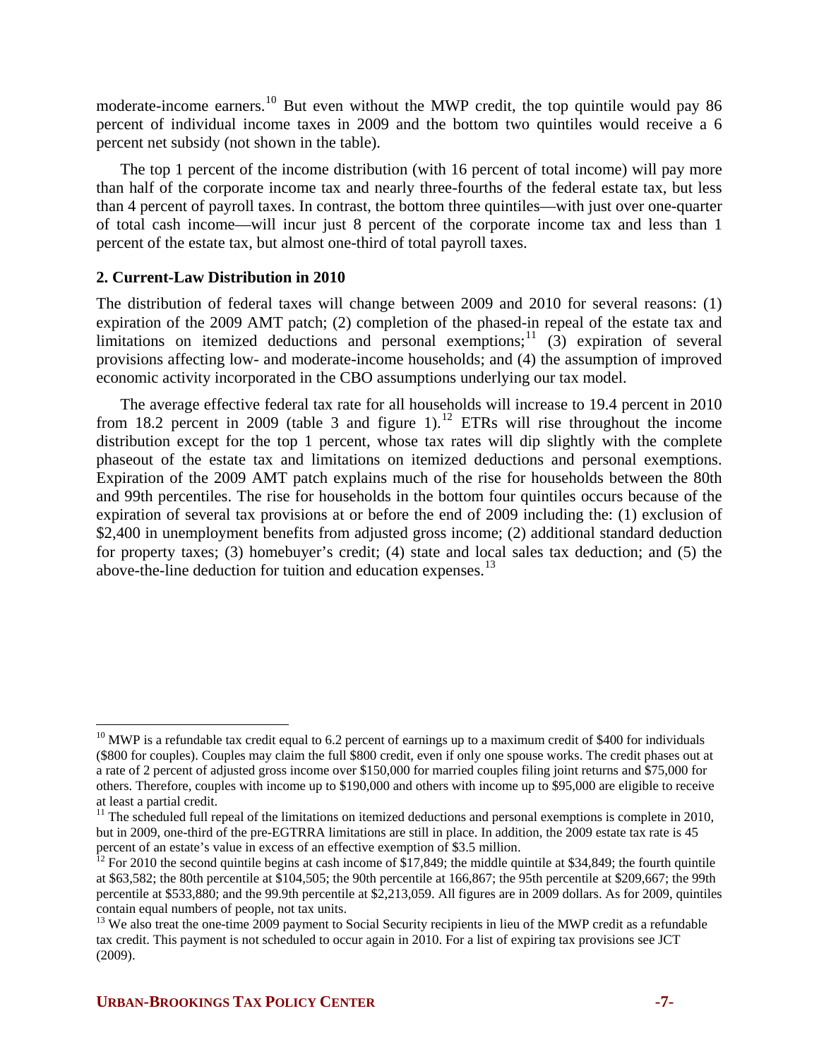moderate-income earners.[10] But even without the MWP credit, the top quintile would pay 86 percent of individual income taxes in 2009 and the bottom two quintiles would receive a 6 percent net subsidy (not shown in the table).

The top 1 percent of the income distribution (with 16 percent of total income) will pay more than half of the corporate income tax and nearly three-fourths of the federal estate tax, but less than 4 percent of payroll taxes. In contrast, the bottom three quintiles—with just over one-quarter of total cash income—will incur just 8 percent of the corporate income tax and less than 1 percent of the estate tax, but almost one-third of total payroll taxes.

### 2. Current-Law Distribution in 2010

The distribution of federal taxes will change between 2009 and 2010 for several reasons: (1) expiration of the 2009 AMT patch; (2) completion of the phased-in repeal of the estate tax and limitations on itemized deductions and personal exemptions;[11] (3) expiration of several provisions affecting low- and moderate-income households; and (4) the assumption of improved economic activity incorporated in the CBO assumptions underlying our tax model.

The average effective federal tax rate for all households will increase to 19.4 percent in 2010 from 18.2 percent in 2009 (table 3 and figure 1).[12] ETRs will rise throughout the income distribution except for the top 1 percent, whose tax rates will dip slightly with the complete phaseout of the estate tax and limitations on itemized deductions and personal exemptions. Expiration of the 2009 AMT patch explains much of the rise for households between the 80th and 99th percentiles. The rise for households in the bottom four quintiles occurs because of the expiration of several tax provisions at or before the end of 2009 including the: (1) exclusion of $2,400 in unemployment benefits from adjusted gross income; (2) additional standard deduction for property taxes; (3) homebuyer's credit; (4) state and local sales tax deduction; and (5) the above-the-line deduction for tuition and education expenses.[13]

---

[10] MWP is a refundable tax credit equal to 6.2 percent of earnings up to a maximum credit of $400 for individuals ($800 for couples). Couples may claim the full $800 credit, even if only one spouse works. The credit phases out at a rate of 2 percent of adjusted gross income over $150,000 for married couples filing joint returns and $75,000 for others. Therefore, couples with income up to $190,000 and others with income up to $95,000 are eligible to receive at least a partial credit.

[11] The scheduled full repeal of the limitations on itemized deductions and personal exemptions is complete in 2010, but in 2009, one-third of the pre-EGTRRA limitations are still in place. In addition, the 2009 estate tax rate is 45 percent of an estate's value in excess of an effective exemption of $3.5 million.

[12] For 2010 the second quintile begins at cash income of $17,849; the middle quintile at $34,849; the fourth quintile at $63,582; the 80th percentile at $104,505; the 90th percentile at 166,867; the 95th percentile at $209,667; the 99th percentile at $533,880; and the 99.9th percentile at $2,213,059. All figures are in 2009 dollars. As for 2009, quintiles contain equal numbers of people, not tax units.

[13] We also treat the one-time 2009 payment to Social Security recipients in lieu of the MWP credit as a refundable tax credit. This payment is not scheduled to occur again in 2010. For a list of expiring tax provisions see JCT (2009).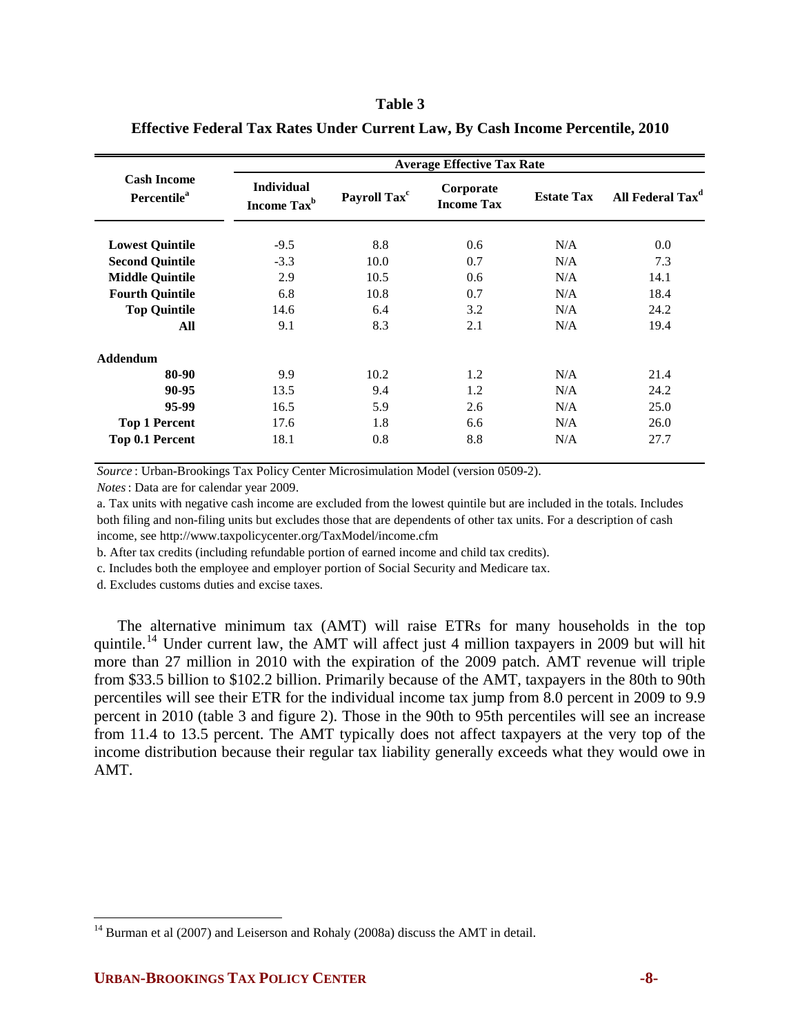**Table 3**

**Effective Federal Tax Rates Under Current Law, By Cash Income Percentile, 2010**

| Cash Income Percentile[a] | Average Effective Tax Rate | | | | |
|---|---|---|---|---|---|
| | Individual Income Tax[b] | Payroll Tax[c] | Corporate Income Tax | Estate Tax | All Federal Tax[d] |
| **Lowest Quintile** | -9.5 | 8.8 | 0.6 | N/A | 0.0 |
| **Second Quintile** | -3.3 | 10.0 | 0.7 | N/A | 7.3 |
| **Middle Quintile** | 2.9 | 10.5 | 0.6 | N/A | 14.1 |
| **Fourth Quintile** | 6.8 | 10.8 | 0.7 | N/A | 18.4 |
| **Top Quintile** | 14.6 | 6.4 | 3.2 | N/A | 24.2 |
| **All** | 9.1 | 8.3 | 2.1 | N/A | 19.4 |
| **Addendum** | | | | | |
| **80-90** | 9.9 | 10.2 | 1.2 | N/A | 21.4 |
| **90-95** | 13.5 | 9.4 | 1.2 | N/A | 24.2 |
| **95-99** | 16.5 | 5.9 | 2.6 | N/A | 25.0 |
| **Top 1 Percent** | 17.6 | 1.8 | 6.6 | N/A | 26.0 |
| **Top 0.1 Percent** | 18.1 | 0.8 | 8.8 | N/A | 27.7 |

*Source*: Urban-Brookings Tax Policy Center Microsimulation Model (version 0509-2).

*Notes*: Data are for calendar year 2009.

a. Tax units with negative cash income are excluded from the lowest quintile but are included in the totals. Includes both filing and non-filing units but excludes those that are dependents of other tax units. For a description of cash income, see http://www.taxpolicycenter.org/TaxModel/income.cfm

b. After tax credits (including refundable portion of earned income and child tax credits).

c. Includes both the employee and employer portion of Social Security and Medicare tax.

d. Excludes customs duties and excise taxes.

The alternative minimum tax (AMT) will raise ETRs for many households in the top quintile.[14] Under current law, the AMT will affect just 4 million taxpayers in 2009 but will hit more than 27 million in 2010 with the expiration of the 2009 patch. AMT revenue will triple from $33.5 billion to $102.2 billion. Primarily because of the AMT, taxpayers in the 80th to 90th percentiles will see their ETR for the individual income tax jump from 8.0 percent in 2009 to 9.9 percent in 2010 (table 3 and figure 2). Those in the 90th to 95th percentiles will see an increase from 11.4 to 13.5 percent. The AMT typically does not affect taxpayers at the very top of the income distribution because their regular tax liability generally exceeds what they would owe in AMT.

[14] Burman et al (2007) and Leiserson and Rohaly (2008a) discuss the AMT in detail.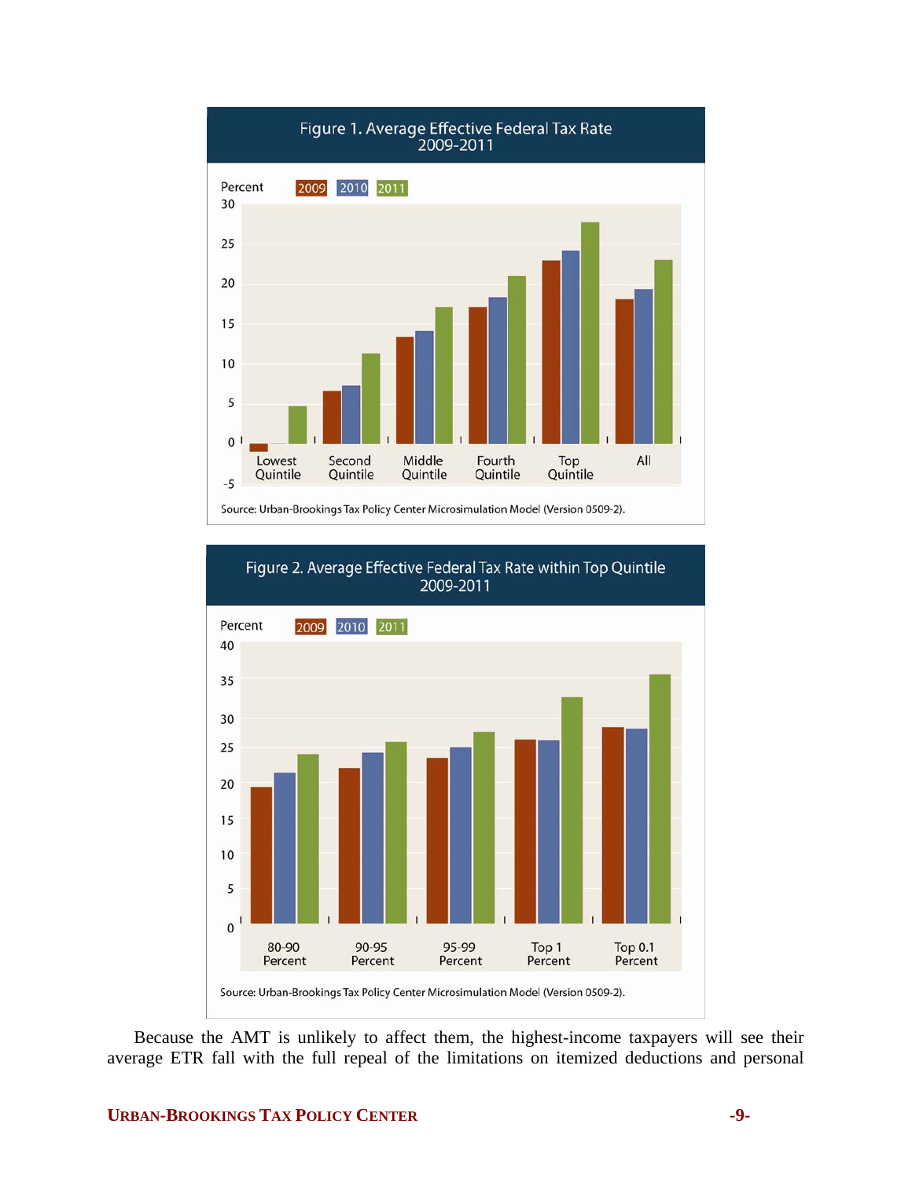**Figure 1. Average Effective Federal Tax Rate 2009-2011**

Percent — 2009, 2010, 2011

Lowest Quintile, Second Quintile, Middle Quintile, Fourth Quintile, Top Quintile, All

Source: Urban-Brookings Tax Policy Center Microsimulation Model (Version 0509-2).

**Figure 2. Average Effective Federal Tax Rate within Top Quintile 2009-2011**

Percent — 2009, 2010, 2011

80-90 Percent, 90-95 Percent, 95-99 Percent, Top 1 Percent, Top 0.1 Percent

Source: Urban-Brookings Tax Policy Center Microsimulation Model (Version 0509-2).

Because the AMT is unlikely to affect them, the highest-income taxpayers will see their average ETR fall with the full repeal of the limitations on itemized deductions and personal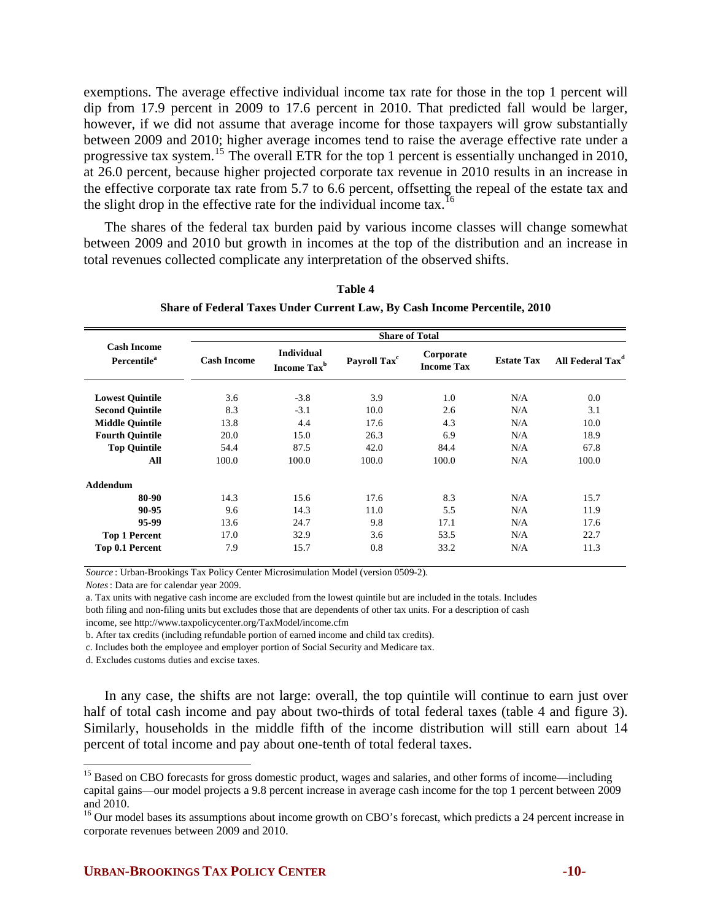exemptions. The average effective individual income tax rate for those in the top 1 percent will dip from 17.9 percent in 2009 to 17.6 percent in 2010. That predicted fall would be larger, however, if we did not assume that average income for those taxpayers will grow substantially between 2009 and 2010; higher average incomes tend to raise the average effective rate under a progressive tax system.[15] The overall ETR for the top 1 percent is essentially unchanged in 2010, at 26.0 percent, because higher projected corporate tax revenue in 2010 results in an increase in the effective corporate tax rate from 5.7 to 6.6 percent, offsetting the repeal of the estate tax and the slight drop in the effective rate for the individual income tax.[16]

The shares of the federal tax burden paid by various income classes will change somewhat between 2009 and 2010 but growth in incomes at the top of the distribution and an increase in total revenues collected complicate any interpretation of the observed shifts.

**Table 4**

**Share of Federal Taxes Under Current Law, By Cash Income Percentile, 2010**

| Cash Income Percentile[a] | Share of Total | | | | | |
|---|---|---|---|---|---|---|
| | Cash Income | Individual Income Tax[b] | Payroll Tax[c] | Corporate Income Tax | Estate Tax | All Federal Tax[d] |
| **Lowest Quintile** | 3.6 | -3.8 | 3.9 | 1.0 | N/A | 0.0 |
| **Second Quintile** | 8.3 | -3.1 | 10.0 | 2.6 | N/A | 3.1 |
| **Middle Quintile** | 13.8 | 4.4 | 17.6 | 4.3 | N/A | 10.0 |
| **Fourth Quintile** | 20.0 | 15.0 | 26.3 | 6.9 | N/A | 18.9 |
| **Top Quintile** | 54.4 | 87.5 | 42.0 | 84.4 | N/A | 67.8 |
| **All** | 100.0 | 100.0 | 100.0 | 100.0 | N/A | 100.0 |
| **Addendum** | | | | | | |
| **80-90** | 14.3 | 15.6 | 17.6 | 8.3 | N/A | 15.7 |
| **90-95** | 9.6 | 14.3 | 11.0 | 5.5 | N/A | 11.9 |
| **95-99** | 13.6 | 24.7 | 9.8 | 17.1 | N/A | 17.6 |
| **Top 1 Percent** | 17.0 | 32.9 | 3.6 | 53.5 | N/A | 22.7 |
| **Top 0.1 Percent** | 7.9 | 15.7 | 0.8 | 33.2 | N/A | 11.3 |

*Source*: Urban-Brookings Tax Policy Center Microsimulation Model (version 0509-2).

*Notes*: Data are for calendar year 2009.

a. Tax units with negative cash income are excluded from the lowest quintile but are included in the totals. Includes both filing and non-filing units but excludes those that are dependents of other tax units. For a description of cash income, see http://www.taxpolicycenter.org/TaxModel/income.cfm

b. After tax credits (including refundable portion of earned income and child tax credits).

c. Includes both the employee and employer portion of Social Security and Medicare tax.

d. Excludes customs duties and excise taxes.

In any case, the shifts are not large: overall, the top quintile will continue to earn just over half of total cash income and pay about two-thirds of total federal taxes (table 4 and figure 3). Similarly, households in the middle fifth of the income distribution will still earn about 14 percent of total income and pay about one-tenth of total federal taxes.

[15] Based on CBO forecasts for gross domestic product, wages and salaries, and other forms of income—including capital gains—our model projects a 9.8 percent increase in average cash income for the top 1 percent between 2009 and 2010.

[16] Our model bases its assumptions about income growth on CBO's forecast, which predicts a 24 percent increase in corporate revenues between 2009 and 2010.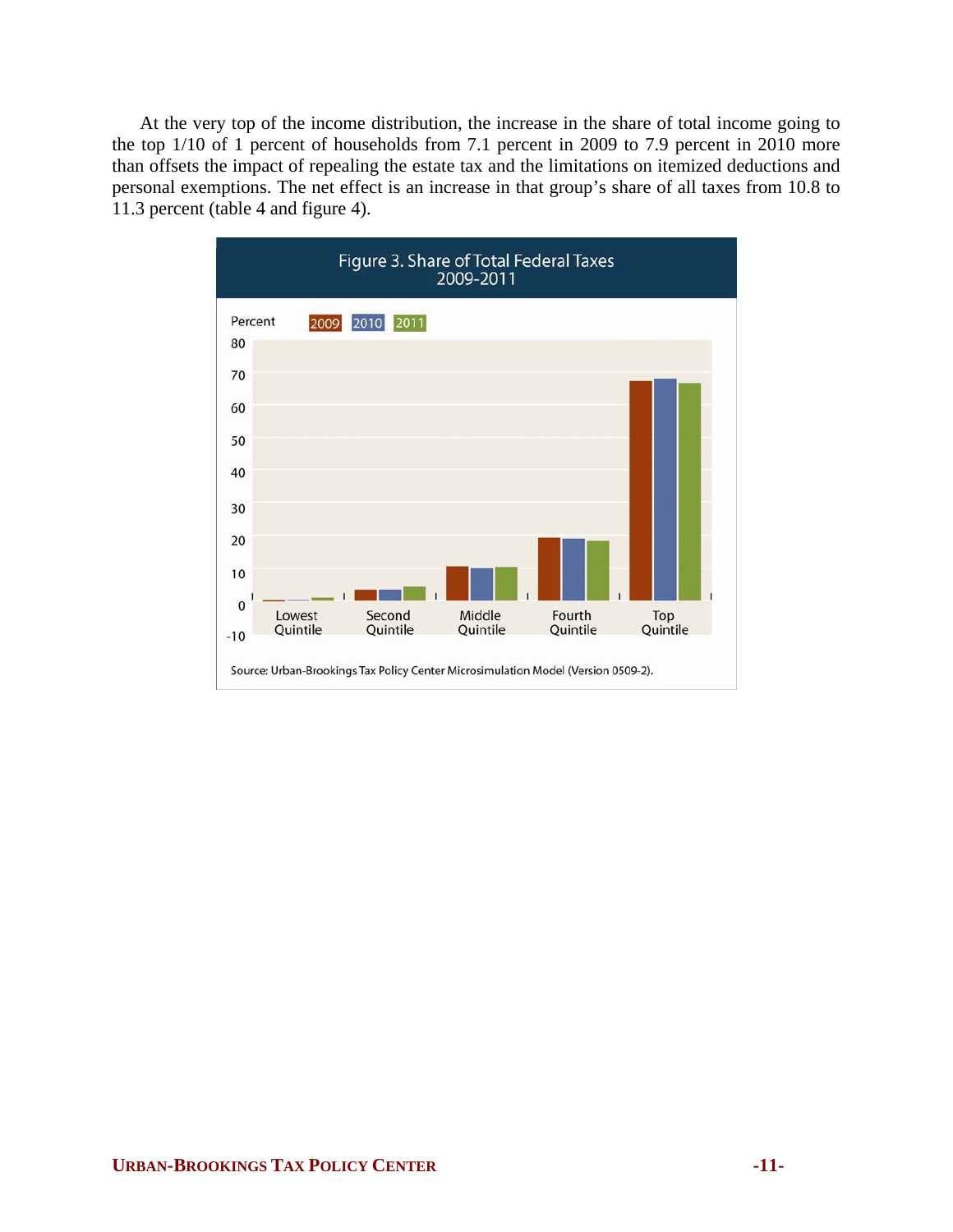At the very top of the income distribution, the increase in the share of total income going to the top 1/10 of 1 percent of households from 7.1 percent in 2009 to 7.9 percent in 2010 more than offsets the impact of repealing the estate tax and the limitations on itemized deductions and personal exemptions. The net effect is an increase in that group's share of all taxes from 10.8 to 11.3 percent (table 4 and figure 4).

Figure 3. Share of Total Federal Taxes 2009-2011

Source: Urban-Brookings Tax Policy Center Microsimulation Model (Version 0509-2).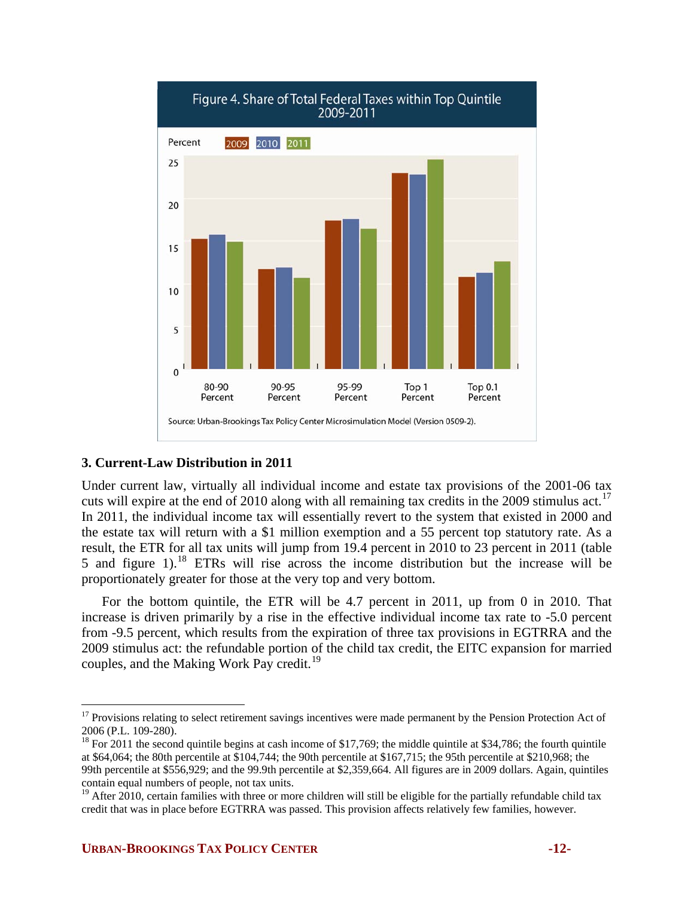**Figure 4. Share of Total Federal Taxes within Top Quintile 2009-2011**

Source: Urban-Brookings Tax Policy Center Microsimulation Model (Version 0509-2).

### 3. Current-Law Distribution in 2011

Under current law, virtually all individual income and estate tax provisions of the 2001-06 tax cuts will expire at the end of 2010 along with all remaining tax credits in the 2009 stimulus act.[17] In 2011, the individual income tax will essentially revert to the system that existed in 2000 and the estate tax will return with a \$1 million exemption and a 55 percent top statutory rate. As a result, the ETR for all tax units will jump from 19.4 percent in 2010 to 23 percent in 2011 (table 5 and figure 1).[18] ETRs will rise across the income distribution but the increase will be proportionately greater for those at the very top and very bottom.

For the bottom quintile, the ETR will be 4.7 percent in 2011, up from 0 in 2010. That increase is driven primarily by a rise in the effective individual income tax rate to -5.0 percent from -9.5 percent, which results from the expiration of three tax provisions in EGTRRA and the 2009 stimulus act: the refundable portion of the child tax credit, the EITC expansion for married couples, and the Making Work Pay credit.[19]

---

[17] Provisions relating to select retirement savings incentives were made permanent by the Pension Protection Act of 2006 (P.L. 109-280).

[18] For 2011 the second quintile begins at cash income of \$17,769; the middle quintile at \$34,786; the fourth quintile at \$64,064; the 80th percentile at \$104,744; the 90th percentile at \$167,715; the 95th percentile at \$210,968; the 99th percentile at \$556,929; and the 99.9th percentile at \$2,359,664. All figures are in 2009 dollars. Again, quintiles contain equal numbers of people, not tax units.

[19] After 2010, certain families with three or more children will still be eligible for the partially refundable child tax credit that was in place before EGTRRA was passed. This provision affects relatively few families, however.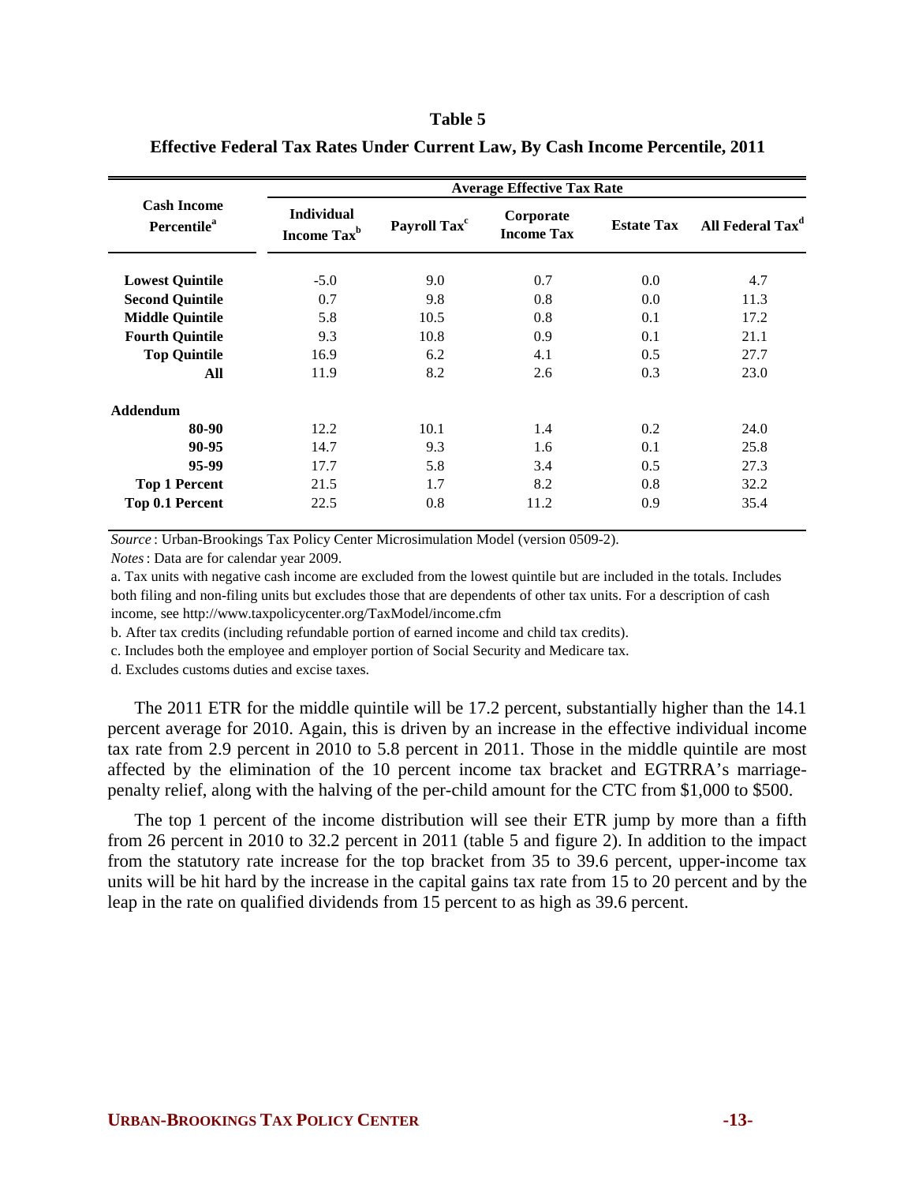**Table 5**

**Effective Federal Tax Rates Under Current Law, By Cash Income Percentile, 2011**

| Cash Income Percentile[a] | Average Effective Tax Rate | | | | |
|---|---|---|---|---|---|
| | Individual Income Tax[b] | Payroll Tax[c] | Corporate Income Tax | Estate Tax | All Federal Tax[d] |
| **Lowest Quintile** | -5.0 | 9.0 | 0.7 | 0.0 | 4.7 |
| **Second Quintile** | 0.7 | 9.8 | 0.8 | 0.0 | 11.3 |
| **Middle Quintile** | 5.8 | 10.5 | 0.8 | 0.1 | 17.2 |
| **Fourth Quintile** | 9.3 | 10.8 | 0.9 | 0.1 | 21.1 |
| **Top Quintile** | 16.9 | 6.2 | 4.1 | 0.5 | 27.7 |
| **All** | 11.9 | 8.2 | 2.6 | 0.3 | 23.0 |
| **Addendum** | | | | | |
| **80-90** | 12.2 | 10.1 | 1.4 | 0.2 | 24.0 |
| **90-95** | 14.7 | 9.3 | 1.6 | 0.1 | 25.8 |
| **95-99** | 17.7 | 5.8 | 3.4 | 0.5 | 27.3 |
| **Top 1 Percent** | 21.5 | 1.7 | 8.2 | 0.8 | 32.2 |
| **Top 0.1 Percent** | 22.5 | 0.8 | 11.2 | 0.9 | 35.4 |

*Source*: Urban-Brookings Tax Policy Center Microsimulation Model (version 0509-2).

*Notes*: Data are for calendar year 2009.

a. Tax units with negative cash income are excluded from the lowest quintile but are included in the totals. Includes both filing and non-filing units but excludes those that are dependents of other tax units. For a description of cash income, see http://www.taxpolicycenter.org/TaxModel/income.cfm

b. After tax credits (including refundable portion of earned income and child tax credits).

c. Includes both the employee and employer portion of Social Security and Medicare tax.

d. Excludes customs duties and excise taxes.

The 2011 ETR for the middle quintile will be 17.2 percent, substantially higher than the 14.1 percent average for 2010. Again, this is driven by an increase in the effective individual income tax rate from 2.9 percent in 2010 to 5.8 percent in 2011. Those in the middle quintile are most affected by the elimination of the 10 percent income tax bracket and EGTRRA's marriage-penalty relief, along with the halving of the per-child amount for the CTC from $1,000 to $500.

The top 1 percent of the income distribution will see their ETR jump by more than a fifth from 26 percent in 2010 to 32.2 percent in 2011 (table 5 and figure 2). In addition to the impact from the statutory rate increase for the top bracket from 35 to 39.6 percent, upper-income tax units will be hit hard by the increase in the capital gains tax rate from 15 to 20 percent and by the leap in the rate on qualified dividends from 15 percent to as high as 39.6 percent.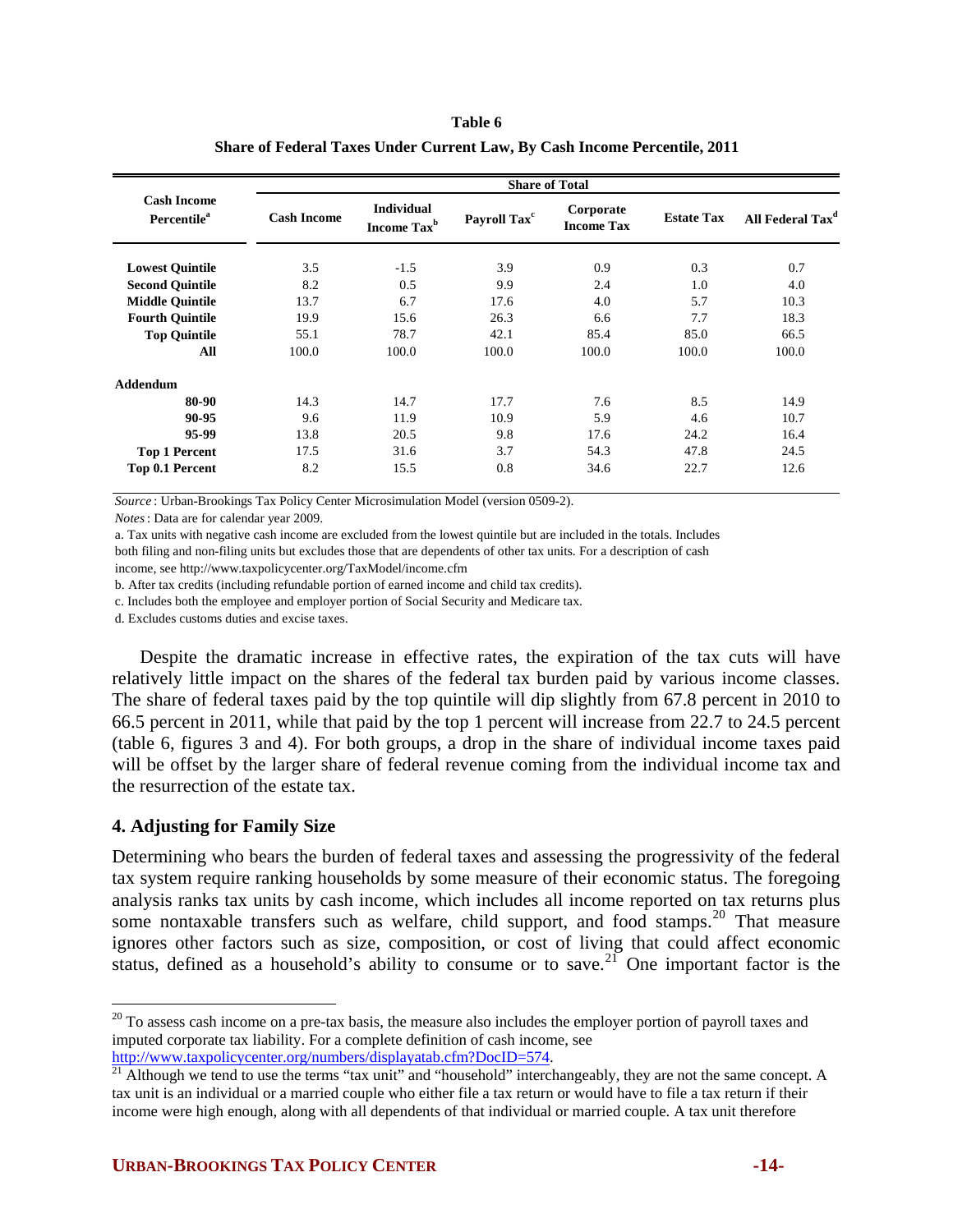**Table 6**

**Share of Federal Taxes Under Current Law, By Cash Income Percentile, 2011**

| Cash Income Percentile[a] | Share of Total | | | | | |
|---|---|---|---|---|---|---|
| | Cash Income | Individual Income Tax[b] | Payroll Tax[c] | Corporate Income Tax | Estate Tax | All Federal Tax[d] |
| **Lowest Quintile** | 3.5 | -1.5 | 3.9 | 0.9 | 0.3 | 0.7 |
| **Second Quintile** | 8.2 | 0.5 | 9.9 | 2.4 | 1.0 | 4.0 |
| **Middle Quintile** | 13.7 | 6.7 | 17.6 | 4.0 | 5.7 | 10.3 |
| **Fourth Quintile** | 19.9 | 15.6 | 26.3 | 6.6 | 7.7 | 18.3 |
| **Top Quintile** | 55.1 | 78.7 | 42.1 | 85.4 | 85.0 | 66.5 |
| **All** | 100.0 | 100.0 | 100.0 | 100.0 | 100.0 | 100.0 |
| **Addendum** | | | | | | |
| **80-90** | 14.3 | 14.7 | 17.7 | 7.6 | 8.5 | 14.9 |
| **90-95** | 9.6 | 11.9 | 10.9 | 5.9 | 4.6 | 10.7 |
| **95-99** | 13.8 | 20.5 | 9.8 | 17.6 | 24.2 | 16.4 |
| **Top 1 Percent** | 17.5 | 31.6 | 3.7 | 54.3 | 47.8 | 24.5 |
| **Top 0.1 Percent** | 8.2 | 15.5 | 0.8 | 34.6 | 22.7 | 12.6 |

*Source*: Urban-Brookings Tax Policy Center Microsimulation Model (version 0509-2).

*Notes*: Data are for calendar year 2009.

a. Tax units with negative cash income are excluded from the lowest quintile but are included in the totals. Includes both filing and non-filing units but excludes those that are dependents of other tax units. For a description of cash income, see http://www.taxpolicycenter.org/TaxModel/income.cfm

b. After tax credits (including refundable portion of earned income and child tax credits).

c. Includes both the employee and employer portion of Social Security and Medicare tax.

d. Excludes customs duties and excise taxes.

Despite the dramatic increase in effective rates, the expiration of the tax cuts will have relatively little impact on the shares of the federal tax burden paid by various income classes. The share of federal taxes paid by the top quintile will dip slightly from 67.8 percent in 2010 to 66.5 percent in 2011, while that paid by the top 1 percent will increase from 22.7 to 24.5 percent (table 6, figures 3 and 4). For both groups, a drop in the share of individual income taxes paid will be offset by the larger share of federal revenue coming from the individual income tax and the resurrection of the estate tax.

## 4. Adjusting for Family Size

Determining who bears the burden of federal taxes and assessing the progressivity of the federal tax system require ranking households by some measure of their economic status. The foregoing analysis ranks tax units by cash income, which includes all income reported on tax returns plus some nontaxable transfers such as welfare, child support, and food stamps.[20] That measure ignores other factors such as size, composition, or cost of living that could affect economic status, defined as a household's ability to consume or to save.[21] One important factor is the

[20] To assess cash income on a pre-tax basis, the measure also includes the employer portion of payroll taxes and imputed corporate tax liability. For a complete definition of cash income, see http://www.taxpolicycenter.org/numbers/displayatab.cfm?DocID=574.

[21] Although we tend to use the terms "tax unit" and "household" interchangeably, they are not the same concept. A tax unit is an individual or a married couple who either file a tax return or would have to file a tax return if their income were high enough, along with all dependents of that individual or married couple. A tax unit therefore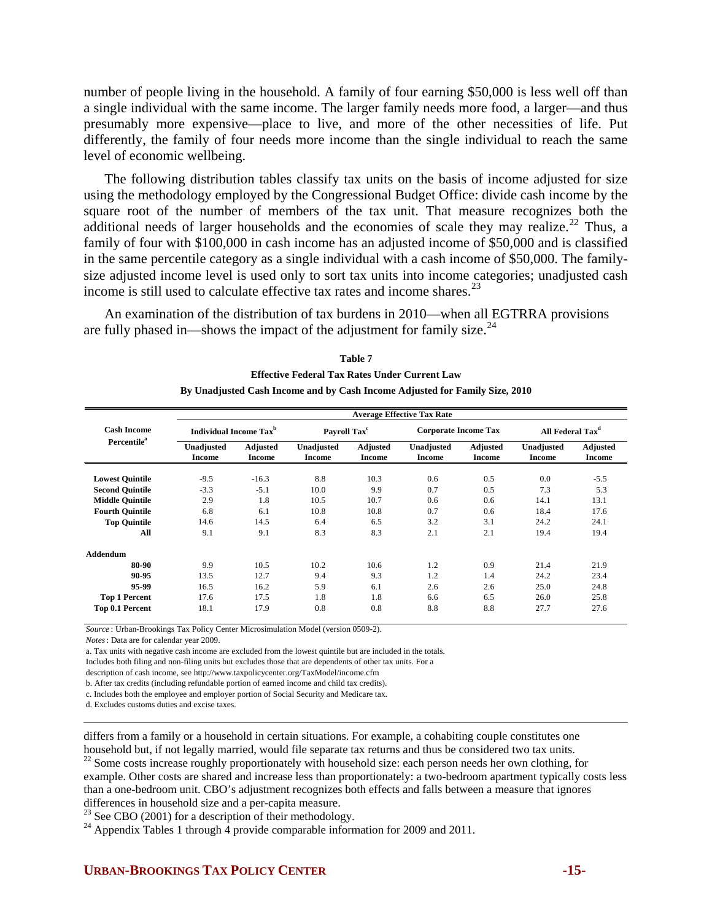number of people living in the household. A family of four earning $50,000 is less well off than a single individual with the same income. The larger family needs more food, a larger—and thus presumably more expensive—place to live, and more of the other necessities of life. Put differently, the family of four needs more income than the single individual to reach the same level of economic wellbeing.

The following distribution tables classify tax units on the basis of income adjusted for size using the methodology employed by the Congressional Budget Office: divide cash income by the square root of the number of members of the tax unit. That measure recognizes both the additional needs of larger households and the economies of scale they may realize.[22] Thus, a family of four with $100,000 in cash income has an adjusted income of $50,000 and is classified in the same percentile category as a single individual with a cash income of $50,000. The family-size adjusted income level is used only to sort tax units into income categories; unadjusted cash income is still used to calculate effective tax rates and income shares.[23]

An examination of the distribution of tax burdens in 2010—when all EGTRRA provisions are fully phased in—shows the impact of the adjustment for family size.[24]

**Table 7**
**Effective Federal Tax Rates Under Current Law**
**By Unadjusted Cash Income and by Cash Income Adjusted for Family Size, 2010**

| Cash Income Percentile[a] | Average Effective Tax Rate | | | | | | | |
|---|---|---|---|---|---|---|---|---|
| | Individual Income Tax[b] | | Payroll Tax[c] | | Corporate Income Tax | | All Federal Tax[d] | |
| | Unadjusted Income | Adjusted Income | Unadjusted Income | Adjusted Income | Unadjusted Income | Adjusted Income | Unadjusted Income | Adjusted Income |
| **Lowest Quintile** | -9.5 | -16.3 | 8.8 | 10.3 | 0.6 | 0.5 | 0.0 | -5.5 |
| **Second Quintile** | -3.3 | -5.1 | 10.0 | 9.9 | 0.7 | 0.5 | 7.3 | 5.3 |
| **Middle Quintile** | 2.9 | 1.8 | 10.5 | 10.7 | 0.6 | 0.6 | 14.1 | 13.1 |
| **Fourth Quintile** | 6.8 | 6.1 | 10.8 | 10.8 | 0.7 | 0.6 | 18.4 | 17.6 |
| **Top Quintile** | 14.6 | 14.5 | 6.4 | 6.5 | 3.2 | 3.1 | 24.2 | 24.1 |
| **All** | 9.1 | 9.1 | 8.3 | 8.3 | 2.1 | 2.1 | 19.4 | 19.4 |
| **Addendum** | | | | | | | | |
| **80-90** | 9.9 | 10.5 | 10.2 | 10.6 | 1.2 | 0.9 | 21.4 | 21.9 |
| **90-95** | 13.5 | 12.7 | 9.4 | 9.3 | 1.2 | 1.4 | 24.2 | 23.4 |
| **95-99** | 16.5 | 16.2 | 5.9 | 6.1 | 2.6 | 2.6 | 25.0 | 24.8 |
| **Top 1 Percent** | 17.6 | 17.5 | 1.8 | 1.8 | 6.6 | 6.5 | 26.0 | 25.8 |
| **Top 0.1 Percent** | 18.1 | 17.9 | 0.8 | 0.8 | 8.8 | 8.8 | 27.7 | 27.6 |

*Source*: Urban-Brookings Tax Policy Center Microsimulation Model (version 0509-2).

*Notes*: Data are for calendar year 2009.

a. Tax units with negative cash income are excluded from the lowest quintile but are included in the totals. Includes both filing and non-filing units but excludes those that are dependents of other tax units. For a description of cash income, see http://www.taxpolicycenter.org/TaxModel/income.cfm

b. After tax credits (including refundable portion of earned income and child tax credits).

c. Includes both the employee and employer portion of Social Security and Medicare tax.

d. Excludes customs duties and excise taxes.

---

differs from a family or a household in certain situations. For example, a cohabiting couple constitutes one household but, if not legally married, would file separate tax returns and thus be considered two tax units.

[22] Some costs increase roughly proportionately with household size: each person needs her own clothing, for example. Other costs are shared and increase less than proportionately: a two-bedroom apartment typically costs less than a one-bedroom unit. CBO's adjustment recognizes both effects and falls between a measure that ignores differences in household size and a per-capita measure.

[23] See CBO (2001) for a description of their methodology.

[24] Appendix Tables 1 through 4 provide comparable information for 2009 and 2011.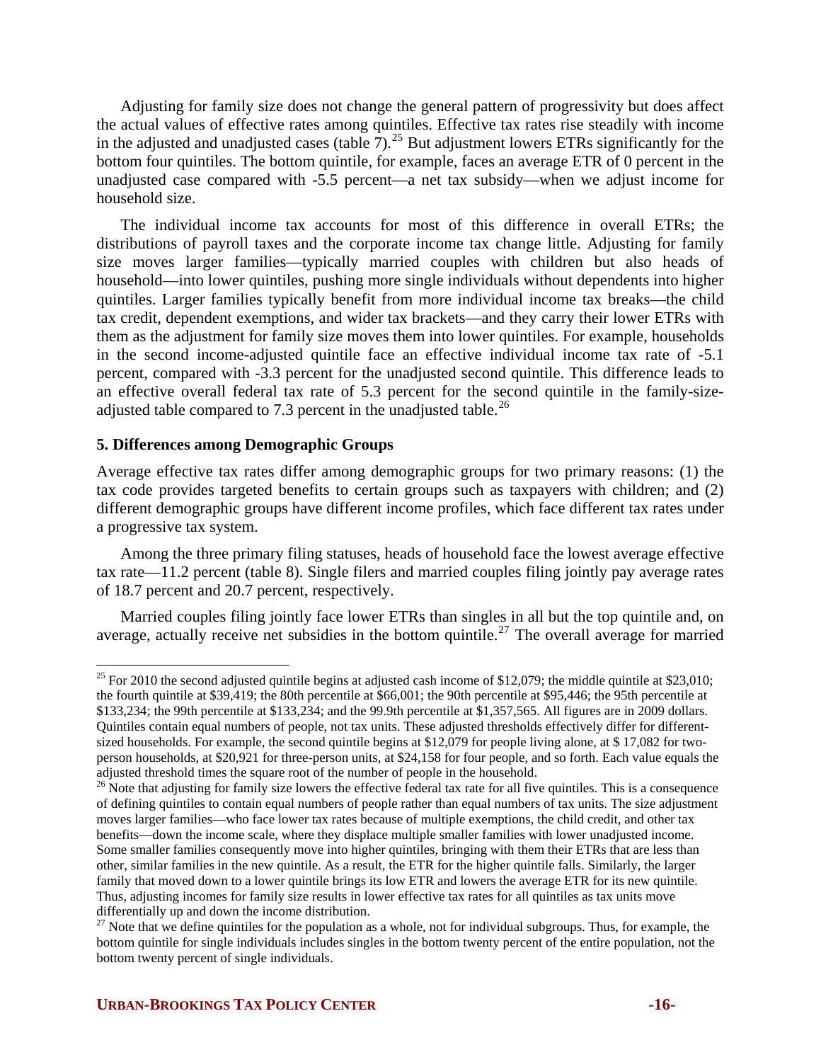Adjusting for family size does not change the general pattern of progressivity but does affect the actual values of effective rates among quintiles. Effective tax rates rise steadily with income in the adjusted and unadjusted cases (table 7).[25] But adjustment lowers ETRs significantly for the bottom four quintiles. The bottom quintile, for example, faces an average ETR of 0 percent in the unadjusted case compared with -5.5 percent—a net tax subsidy—when we adjust income for household size.

The individual income tax accounts for most of this difference in overall ETRs; the distributions of payroll taxes and the corporate income tax change little. Adjusting for family size moves larger families—typically married couples with children but also heads of household—into lower quintiles, pushing more single individuals without dependents into higher quintiles. Larger families typically benefit from more individual income tax breaks—the child tax credit, dependent exemptions, and wider tax brackets—and they carry their lower ETRs with them as the adjustment for family size moves them into lower quintiles. For example, households in the second income-adjusted quintile face an effective individual income tax rate of -5.1 percent, compared with -3.3 percent for the unadjusted second quintile. This difference leads to an effective overall federal tax rate of 5.3 percent for the second quintile in the family-size-adjusted table compared to 7.3 percent in the unadjusted table.[26]

### 5. Differences among Demographic Groups

Average effective tax rates differ among demographic groups for two primary reasons: (1) the tax code provides targeted benefits to certain groups such as taxpayers with children; and (2) different demographic groups have different income profiles, which face different tax rates under a progressive tax system.

Among the three primary filing statuses, heads of household face the lowest average effective tax rate—11.2 percent (table 8). Single filers and married couples filing jointly pay average rates of 18.7 percent and 20.7 percent, respectively.

Married couples filing jointly face lower ETRs than singles in all but the top quintile and, on average, actually receive net subsidies in the bottom quintile.[27] The overall average for married

---

[25] For 2010 the second adjusted quintile begins at adjusted cash income of $12,079; the middle quintile at $23,010; the fourth quintile at $39,419; the 80th percentile at $66,001; the 90th percentile at $95,446; the 95th percentile at $133,234; the 99th percentile at $133,234; and the 99.9th percentile at $1,357,565. All figures are in 2009 dollars. Quintiles contain equal numbers of people, not tax units. These adjusted thresholds effectively differ for different-sized households. For example, the second quintile begins at $12,079 for people living alone, at $ 17,082 for two-person households, at $20,921 for three-person units, at $24,158 for four people, and so forth. Each value equals the adjusted threshold times the square root of the number of people in the household.

[26] Note that adjusting for family size lowers the effective federal tax rate for all five quintiles. This is a consequence of defining quintiles to contain equal numbers of people rather than equal numbers of tax units. The size adjustment moves larger families—who face lower tax rates because of multiple exemptions, the child credit, and other tax benefits—down the income scale, where they displace multiple smaller families with lower unadjusted income. Some smaller families consequently move into higher quintiles, bringing with them their ETRs that are less than other, similar families in the new quintile. As a result, the ETR for the higher quintile falls. Similarly, the larger family that moved down to a lower quintile brings its low ETR and lowers the average ETR for its new quintile. Thus, adjusting incomes for family size results in lower effective tax rates for all quintiles as tax units move differentially up and down the income distribution.

[27] Note that we define quintiles for the population as a whole, not for individual subgroups. Thus, for example, the bottom quintile for single individuals includes singles in the bottom twenty percent of the entire population, not the bottom twenty percent of single individuals.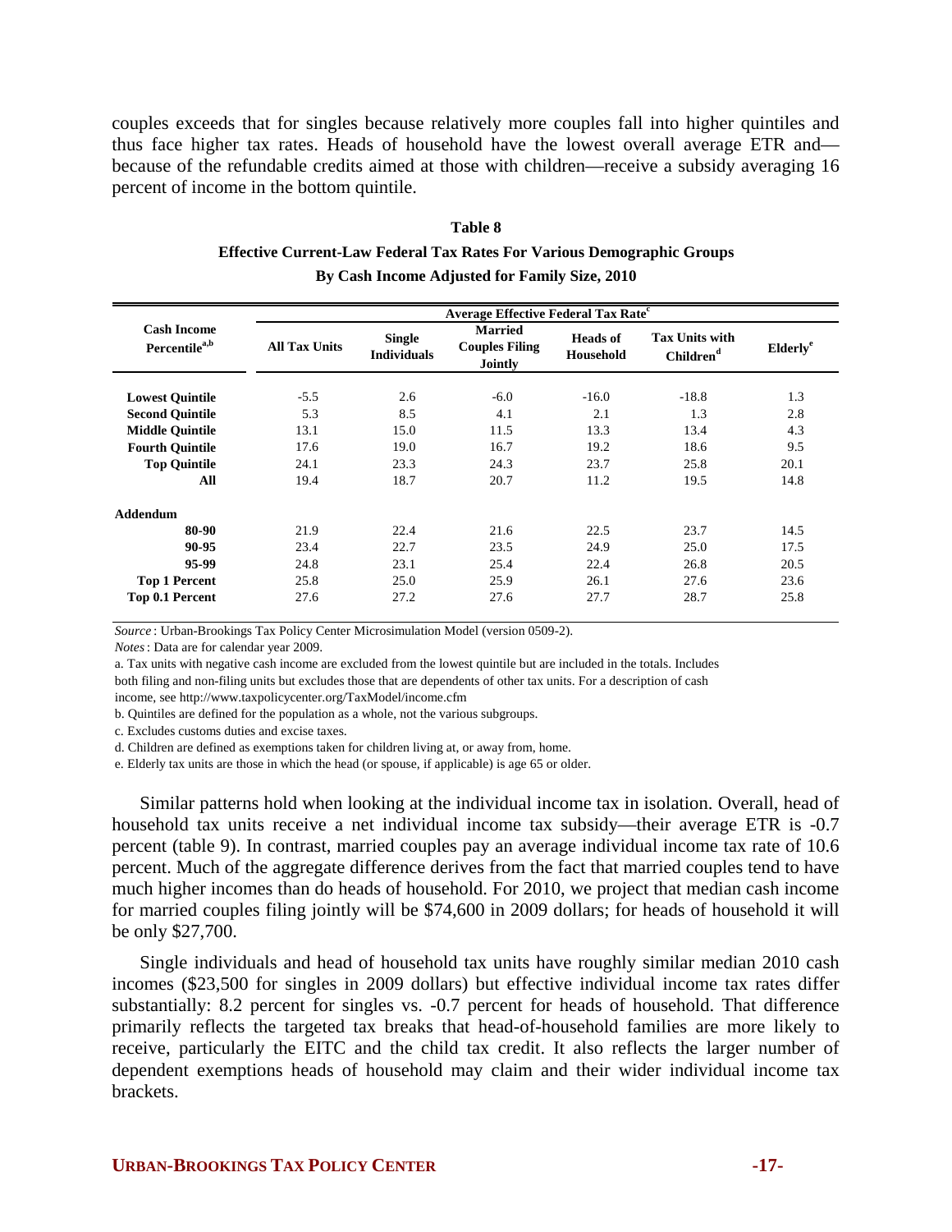couples exceeds that for singles because relatively more couples fall into higher quintiles and thus face higher tax rates. Heads of household have the lowest overall average ETR and—because of the refundable credits aimed at those with children—receive a subsidy averaging 16 percent of income in the bottom quintile.

**Table 8**

**Effective Current-Law Federal Tax Rates For Various Demographic Groups By Cash Income Adjusted for Family Size, 2010**

| Cash Income Percentile[a,b] | Average Effective Federal Tax Rate[c] | | | | | |
|---|---|---|---|---|---|---|
| | All Tax Units | Single Individuals | Married Couples Filing Jointly | Heads of Household | Tax Units with Children[d] | Elderly[e] |
| **Lowest Quintile** | -5.5 | 2.6 | -6.0 | -16.0 | -18.8 | 1.3 |
| **Second Quintile** | 5.3 | 8.5 | 4.1 | 2.1 | 1.3 | 2.8 |
| **Middle Quintile** | 13.1 | 15.0 | 11.5 | 13.3 | 13.4 | 4.3 |
| **Fourth Quintile** | 17.6 | 19.0 | 16.7 | 19.2 | 18.6 | 9.5 |
| **Top Quintile** | 24.1 | 23.3 | 24.3 | 23.7 | 25.8 | 20.1 |
| **All** | 19.4 | 18.7 | 20.7 | 11.2 | 19.5 | 14.8 |
| **Addendum** | | | | | | |
| **80-90** | 21.9 | 22.4 | 21.6 | 22.5 | 23.7 | 14.5 |
| **90-95** | 23.4 | 22.7 | 23.5 | 24.9 | 25.0 | 17.5 |
| **95-99** | 24.8 | 23.1 | 25.4 | 22.4 | 26.8 | 20.5 |
| **Top 1 Percent** | 25.8 | 25.0 | 25.9 | 26.1 | 27.6 | 23.6 |
| **Top 0.1 Percent** | 27.6 | 27.2 | 27.6 | 27.7 | 28.7 | 25.8 |

*Source*: Urban-Brookings Tax Policy Center Microsimulation Model (version 0509-2).

*Notes*: Data are for calendar year 2009.

a. Tax units with negative cash income are excluded from the lowest quintile but are included in the totals. Includes both filing and non-filing units but excludes those that are dependents of other tax units. For a description of cash income, see http://www.taxpolicycenter.org/TaxModel/income.cfm

b. Quintiles are defined for the population as a whole, not the various subgroups.

c. Excludes customs duties and excise taxes.

d. Children are defined as exemptions taken for children living at, or away from, home.

e. Elderly tax units are those in which the head (or spouse, if applicable) is age 65 or older.

Similar patterns hold when looking at the individual income tax in isolation. Overall, head of household tax units receive a net individual income tax subsidy—their average ETR is -0.7 percent (table 9). In contrast, married couples pay an average individual income tax rate of 10.6 percent. Much of the aggregate difference derives from the fact that married couples tend to have much higher incomes than do heads of household. For 2010, we project that median cash income for married couples filing jointly will be $74,600 in 2009 dollars; for heads of household it will be only $27,700.

Single individuals and head of household tax units have roughly similar median 2010 cash incomes ($23,500 for singles in 2009 dollars) but effective individual income tax rates differ substantially: 8.2 percent for singles vs. -0.7 percent for heads of household. That difference primarily reflects the targeted tax breaks that head-of-household families are more likely to receive, particularly the EITC and the child tax credit. It also reflects the larger number of dependent exemptions heads of household may claim and their wider individual income tax brackets.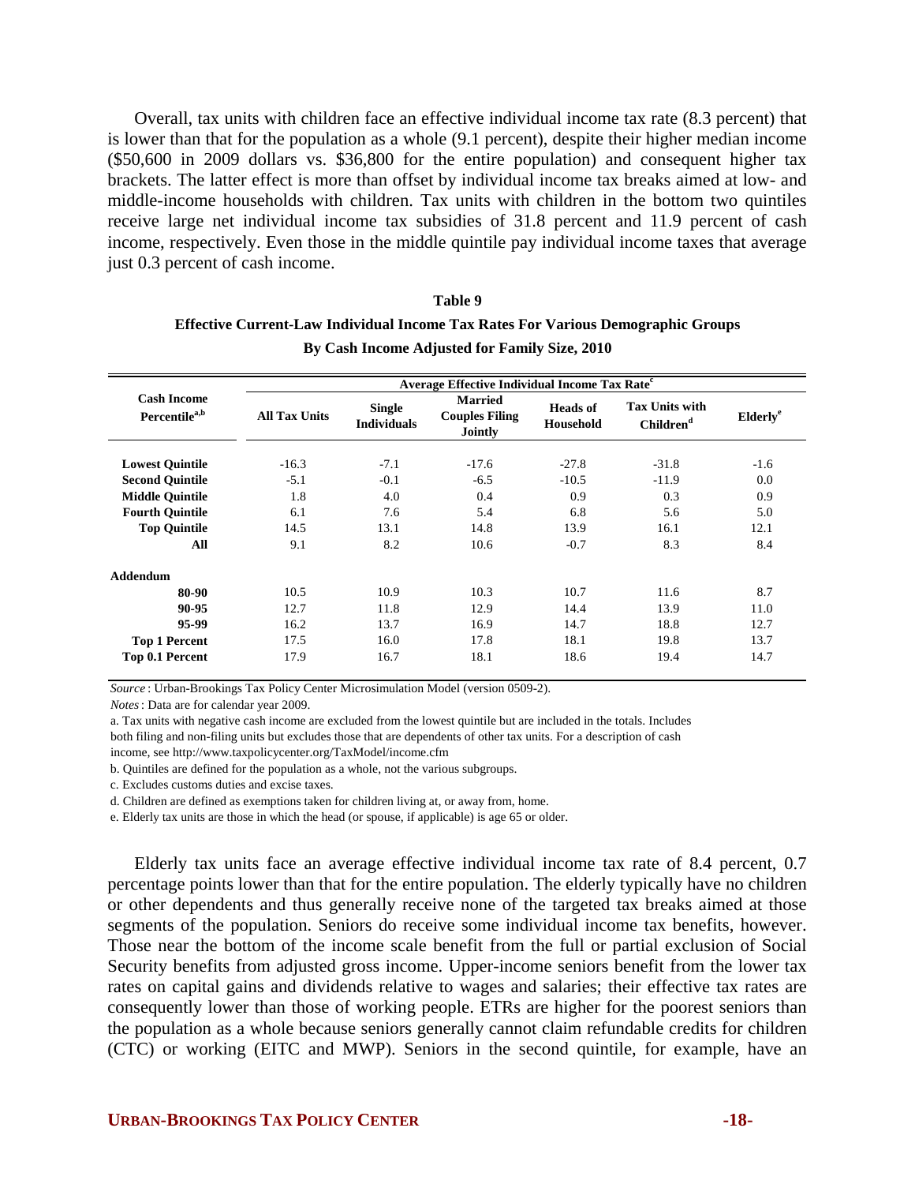Overall, tax units with children face an effective individual income tax rate (8.3 percent) that is lower than that for the population as a whole (9.1 percent), despite their higher median income ($50,600 in 2009 dollars vs. $36,800 for the entire population) and consequent higher tax brackets. The latter effect is more than offset by individual income tax breaks aimed at low- and middle-income households with children. Tax units with children in the bottom two quintiles receive large net individual income tax subsidies of 31.8 percent and 11.9 percent of cash income, respectively. Even those in the middle quintile pay individual income taxes that average just 0.3 percent of cash income.

**Table 9**

**Effective Current-Law Individual Income Tax Rates For Various Demographic Groups**

**By Cash Income Adjusted for Family Size, 2010**

| Cash Income Percentile[a,b] | Average Effective Individual Income Tax Rate[c] | | | | | |
|---|---|---|---|---|---|---|
| | All Tax Units | Single Individuals | Married Couples Filing Jointly | Heads of Household | Tax Units with Children[d] | Elderly[e] |
| **Lowest Quintile** | -16.3 | -7.1 | -17.6 | -27.8 | -31.8 | -1.6 |
| **Second Quintile** | -5.1 | -0.1 | -6.5 | -10.5 | -11.9 | 0.0 |
| **Middle Quintile** | 1.8 | 4.0 | 0.4 | 0.9 | 0.3 | 0.9 |
| **Fourth Quintile** | 6.1 | 7.6 | 5.4 | 6.8 | 5.6 | 5.0 |
| **Top Quintile** | 14.5 | 13.1 | 14.8 | 13.9 | 16.1 | 12.1 |
| **All** | 9.1 | 8.2 | 10.6 | -0.7 | 8.3 | 8.4 |
| **Addendum** | | | | | | |
| **80-90** | 10.5 | 10.9 | 10.3 | 10.7 | 11.6 | 8.7 |
| **90-95** | 12.7 | 11.8 | 12.9 | 14.4 | 13.9 | 11.0 |
| **95-99** | 16.2 | 13.7 | 16.9 | 14.7 | 18.8 | 12.7 |
| **Top 1 Percent** | 17.5 | 16.0 | 17.8 | 18.1 | 19.8 | 13.7 |
| **Top 0.1 Percent** | 17.9 | 16.7 | 18.1 | 18.6 | 19.4 | 14.7 |

*Source*: Urban-Brookings Tax Policy Center Microsimulation Model (version 0509-2).

*Notes*: Data are for calendar year 2009.

a. Tax units with negative cash income are excluded from the lowest quintile but are included in the totals. Includes both filing and non-filing units but excludes those that are dependents of other tax units. For a description of cash income, see http://www.taxpolicycenter.org/TaxModel/income.cfm

b. Quintiles are defined for the population as a whole, not the various subgroups.

c. Excludes customs duties and excise taxes.

d. Children are defined as exemptions taken for children living at, or away from, home.

e. Elderly tax units are those in which the head (or spouse, if applicable) is age 65 or older.

Elderly tax units face an average effective individual income tax rate of 8.4 percent, 0.7 percentage points lower than that for the entire population. The elderly typically have no children or other dependents and thus generally receive none of the targeted tax breaks aimed at those segments of the population. Seniors do receive some individual income tax benefits, however. Those near the bottom of the income scale benefit from the full or partial exclusion of Social Security benefits from adjusted gross income. Upper-income seniors benefit from the lower tax rates on capital gains and dividends relative to wages and salaries; their effective tax rates are consequently lower than those of working people. ETRs are higher for the poorest seniors than the population as a whole because seniors generally cannot claim refundable credits for children (CTC) or working (EITC and MWP). Seniors in the second quintile, for example, have an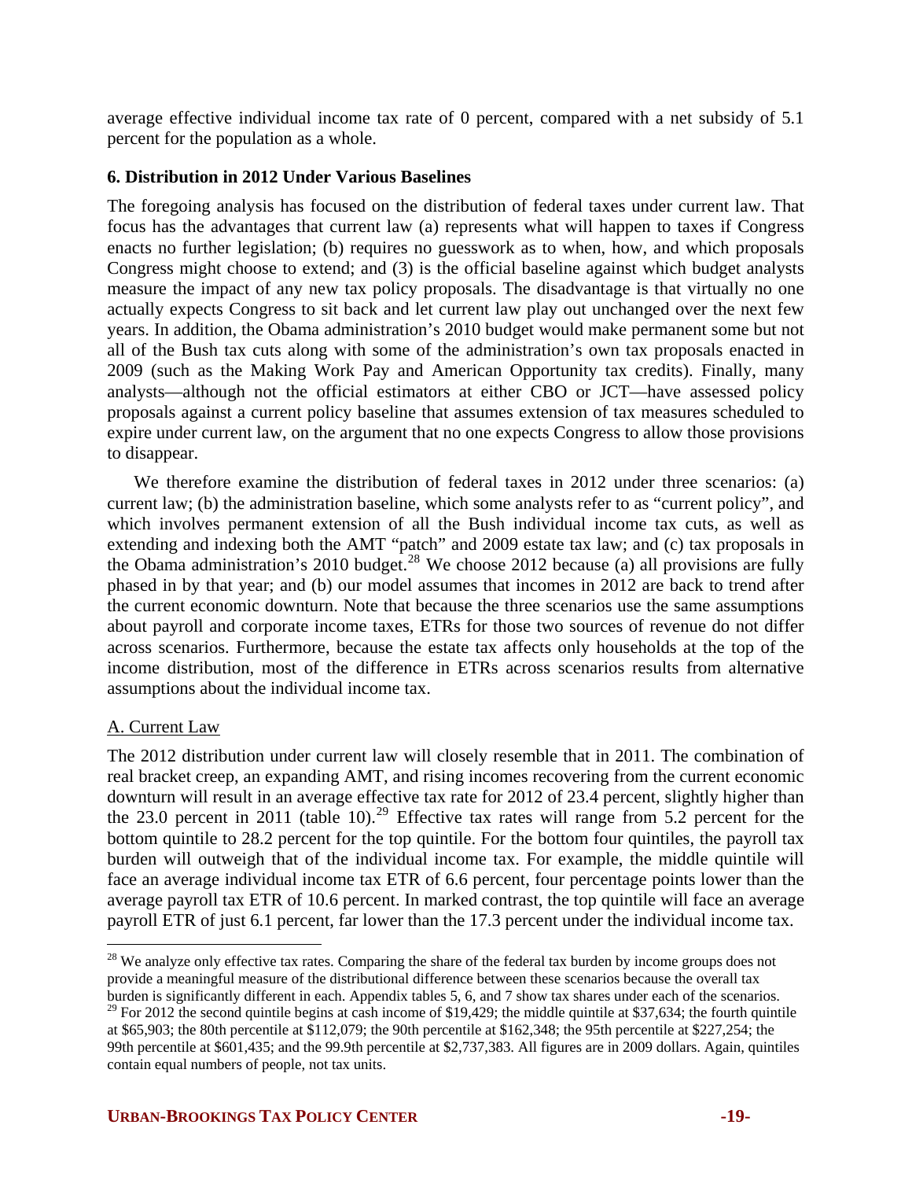average effective individual income tax rate of 0 percent, compared with a net subsidy of 5.1 percent for the population as a whole.

## 6. Distribution in 2012 Under Various Baselines

The foregoing analysis has focused on the distribution of federal taxes under current law. That focus has the advantages that current law (a) represents what will happen to taxes if Congress enacts no further legislation; (b) requires no guesswork as to when, how, and which proposals Congress might choose to extend; and (3) is the official baseline against which budget analysts measure the impact of any new tax policy proposals. The disadvantage is that virtually no one actually expects Congress to sit back and let current law play out unchanged over the next few years. In addition, the Obama administration's 2010 budget would make permanent some but not all of the Bush tax cuts along with some of the administration's own tax proposals enacted in 2009 (such as the Making Work Pay and American Opportunity tax credits). Finally, many analysts—although not the official estimators at either CBO or JCT—have assessed policy proposals against a current policy baseline that assumes extension of tax measures scheduled to expire under current law, on the argument that no one expects Congress to allow those provisions to disappear.

We therefore examine the distribution of federal taxes in 2012 under three scenarios: (a) current law; (b) the administration baseline, which some analysts refer to as "current policy", and which involves permanent extension of all the Bush individual income tax cuts, as well as extending and indexing both the AMT "patch" and 2009 estate tax law; and (c) tax proposals in the Obama administration's 2010 budget.[28] We choose 2012 because (a) all provisions are fully phased in by that year; and (b) our model assumes that incomes in 2012 are back to trend after the current economic downturn. Note that because the three scenarios use the same assumptions about payroll and corporate income taxes, ETRs for those two sources of revenue do not differ across scenarios. Furthermore, because the estate tax affects only households at the top of the income distribution, most of the difference in ETRs across scenarios results from alternative assumptions about the individual income tax.

### A. Current Law

The 2012 distribution under current law will closely resemble that in 2011. The combination of real bracket creep, an expanding AMT, and rising incomes recovering from the current economic downturn will result in an average effective tax rate for 2012 of 23.4 percent, slightly higher than the 23.0 percent in 2011 (table 10).[29] Effective tax rates will range from 5.2 percent for the bottom quintile to 28.2 percent for the top quintile. For the bottom four quintiles, the payroll tax burden will outweigh that of the individual income tax. For example, the middle quintile will face an average individual income tax ETR of 6.6 percent, four percentage points lower than the average payroll tax ETR of 10.6 percent. In marked contrast, the top quintile will face an average payroll ETR of just 6.1 percent, far lower than the 17.3 percent under the individual income tax.

[28] We analyze only effective tax rates. Comparing the share of the federal tax burden by income groups does not provide a meaningful measure of the distributional difference between these scenarios because the overall tax burden is significantly different in each. Appendix tables 5, 6, and 7 show tax shares under each of the scenarios.

[29] For 2012 the second quintile begins at cash income of $19,429; the middle quintile at $37,634; the fourth quintile at $65,903; the 80th percentile at $112,079; the 90th percentile at $162,348; the 95th percentile at $227,254; the 99th percentile at $601,435; and the 99.9th percentile at $2,737,383. All figures are in 2009 dollars. Again, quintiles contain equal numbers of people, not tax units.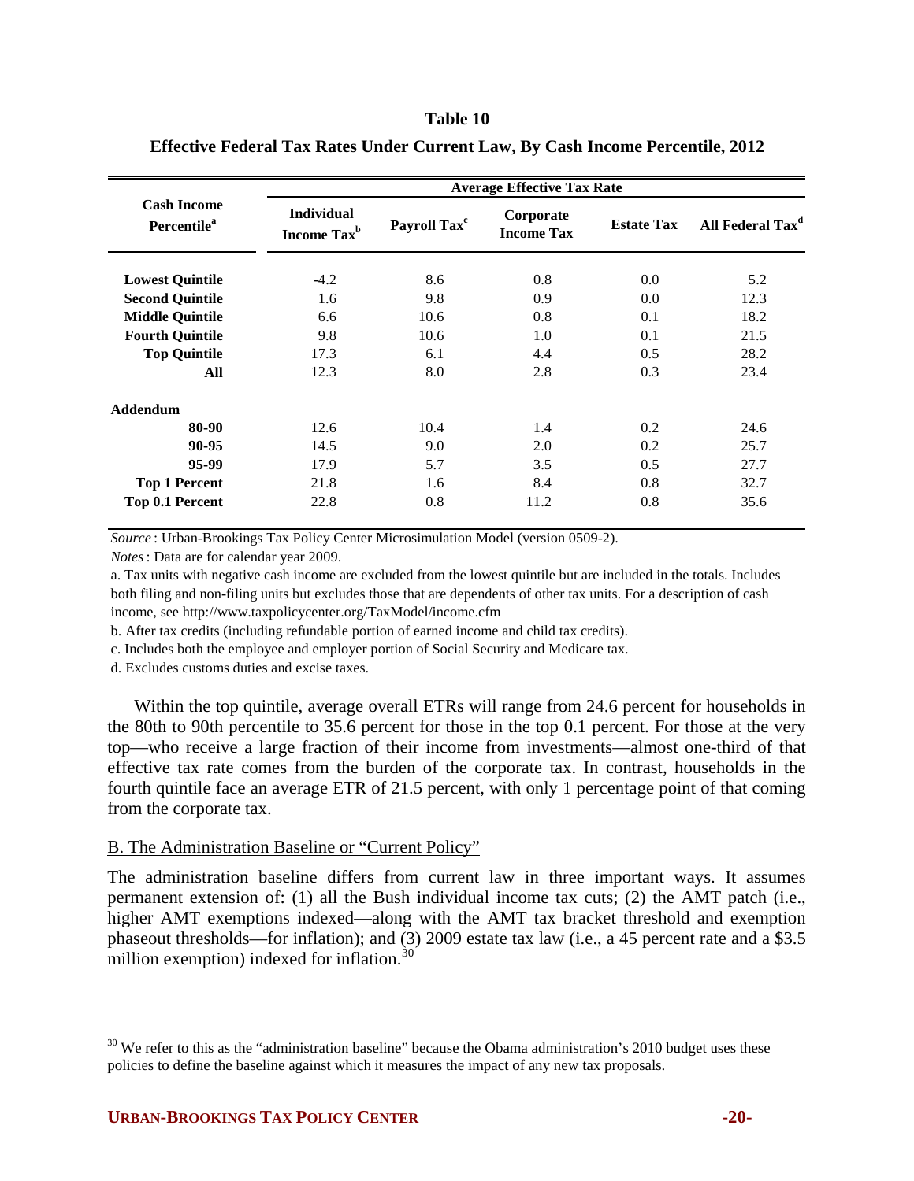**Table 10**

**Effective Federal Tax Rates Under Current Law, By Cash Income Percentile, 2012**

| Cash Income Percentile[a] | Average Effective Tax Rate | | | | |
|---|---|---|---|---|---|
| | Individual Income Tax[b] | Payroll Tax[c] | Corporate Income Tax | Estate Tax | All Federal Tax[d] |
| **Lowest Quintile** | -4.2 | 8.6 | 0.8 | 0.0 | 5.2 |
| **Second Quintile** | 1.6 | 9.8 | 0.9 | 0.0 | 12.3 |
| **Middle Quintile** | 6.6 | 10.6 | 0.8 | 0.1 | 18.2 |
| **Fourth Quintile** | 9.8 | 10.6 | 1.0 | 0.1 | 21.5 |
| **Top Quintile** | 17.3 | 6.1 | 4.4 | 0.5 | 28.2 |
| **All** | 12.3 | 8.0 | 2.8 | 0.3 | 23.4 |
| **Addendum** | | | | | |
| **80-90** | 12.6 | 10.4 | 1.4 | 0.2 | 24.6 |
| **90-95** | 14.5 | 9.0 | 2.0 | 0.2 | 25.7 |
| **95-99** | 17.9 | 5.7 | 3.5 | 0.5 | 27.7 |
| **Top 1 Percent** | 21.8 | 1.6 | 8.4 | 0.8 | 32.7 |
| **Top 0.1 Percent** | 22.8 | 0.8 | 11.2 | 0.8 | 35.6 |

*Source*: Urban-Brookings Tax Policy Center Microsimulation Model (version 0509-2).

*Notes*: Data are for calendar year 2009.

a. Tax units with negative cash income are excluded from the lowest quintile but are included in the totals. Includes both filing and non-filing units but excludes those that are dependents of other tax units. For a description of cash income, see http://www.taxpolicycenter.org/TaxModel/income.cfm

b. After tax credits (including refundable portion of earned income and child tax credits).

c. Includes both the employee and employer portion of Social Security and Medicare tax.

d. Excludes customs duties and excise taxes.

Within the top quintile, average overall ETRs will range from 24.6 percent for households in the 80th to 90th percentile to 35.6 percent for those in the top 0.1 percent. For those at the very top—who receive a large fraction of their income from investments—almost one-third of that effective tax rate comes from the burden of the corporate tax. In contrast, households in the fourth quintile face an average ETR of 21.5 percent, with only 1 percentage point of that coming from the corporate tax.

## B. The Administration Baseline or "Current Policy"

The administration baseline differs from current law in three important ways. It assumes permanent extension of: (1) all the Bush individual income tax cuts; (2) the AMT patch (i.e., higher AMT exemptions indexed—along with the AMT tax bracket threshold and exemption phaseout thresholds—for inflation); and (3) 2009 estate tax law (i.e., a 45 percent rate and a $3.5 million exemption) indexed for inflation.[30]

[30] We refer to this as the "administration baseline" because the Obama administration's 2010 budget uses these policies to define the baseline against which it measures the impact of any new tax proposals.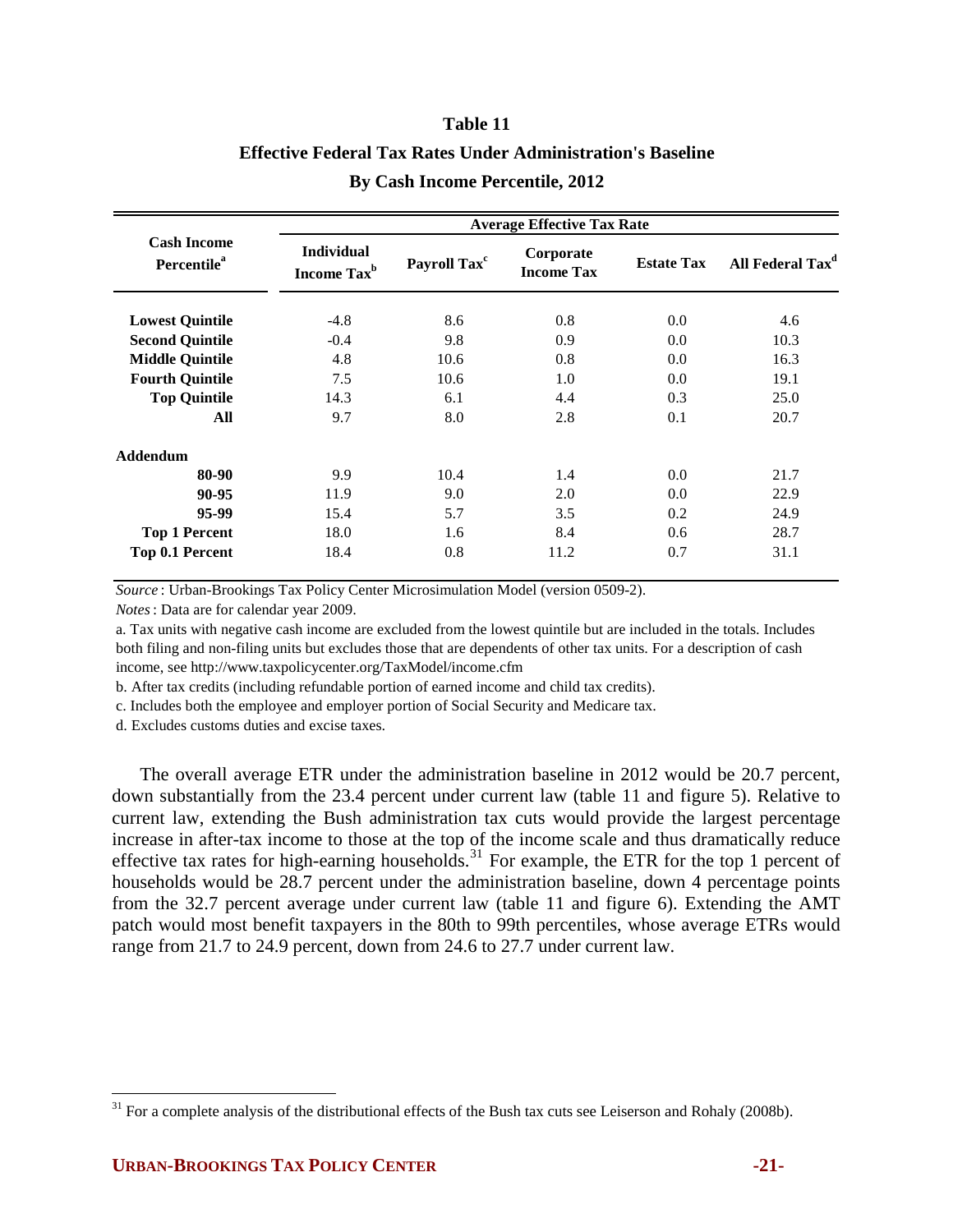**Table 11**

**Effective Federal Tax Rates Under Administration's Baseline**

**By Cash Income Percentile, 2012**

| Cash Income Percentile[a] | Average Effective Tax Rate | | | | |
|---|---|---|---|---|---|
| | Individual Income Tax[b] | Payroll Tax[c] | Corporate Income Tax | Estate Tax | All Federal Tax[d] |
| **Lowest Quintile** | -4.8 | 8.6 | 0.8 | 0.0 | 4.6 |
| **Second Quintile** | -0.4 | 9.8 | 0.9 | 0.0 | 10.3 |
| **Middle Quintile** | 4.8 | 10.6 | 0.8 | 0.0 | 16.3 |
| **Fourth Quintile** | 7.5 | 10.6 | 1.0 | 0.0 | 19.1 |
| **Top Quintile** | 14.3 | 6.1 | 4.4 | 0.3 | 25.0 |
| **All** | 9.7 | 8.0 | 2.8 | 0.1 | 20.7 |
| **Addendum** | | | | | |
| **80-90** | 9.9 | 10.4 | 1.4 | 0.0 | 21.7 |
| **90-95** | 11.9 | 9.0 | 2.0 | 0.0 | 22.9 |
| **95-99** | 15.4 | 5.7 | 3.5 | 0.2 | 24.9 |
| **Top 1 Percent** | 18.0 | 1.6 | 8.4 | 0.6 | 28.7 |
| **Top 0.1 Percent** | 18.4 | 0.8 | 11.2 | 0.7 | 31.1 |

*Source*: Urban-Brookings Tax Policy Center Microsimulation Model (version 0509-2).

*Notes*: Data are for calendar year 2009.

a. Tax units with negative cash income are excluded from the lowest quintile but are included in the totals. Includes both filing and non-filing units but excludes those that are dependents of other tax units. For a description of cash income, see http://www.taxpolicycenter.org/TaxModel/income.cfm

b. After tax credits (including refundable portion of earned income and child tax credits).

c. Includes both the employee and employer portion of Social Security and Medicare tax.

d. Excludes customs duties and excise taxes.

The overall average ETR under the administration baseline in 2012 would be 20.7 percent, down substantially from the 23.4 percent under current law (table 11 and figure 5). Relative to current law, extending the Bush administration tax cuts would provide the largest percentage increase in after-tax income to those at the top of the income scale and thus dramatically reduce effective tax rates for high-earning households.[31] For example, the ETR for the top 1 percent of households would be 28.7 percent under the administration baseline, down 4 percentage points from the 32.7 percent average under current law (table 11 and figure 6). Extending the AMT patch would most benefit taxpayers in the 80th to 99th percentiles, whose average ETRs would range from 21.7 to 24.9 percent, down from 24.6 to 27.7 under current law.

[31] For a complete analysis of the distributional effects of the Bush tax cuts see Leiserson and Rohaly (2008b).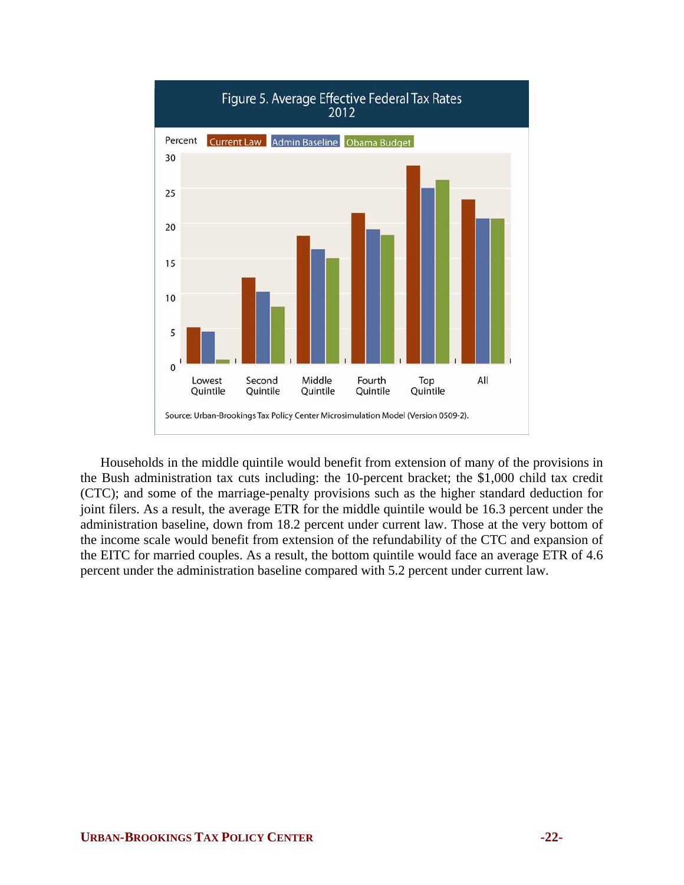Figure 5. Average Effective Federal Tax Rates 2012

Source: Urban-Brookings Tax Policy Center Microsimulation Model (Version 0509-2).

Households in the middle quintile would benefit from extension of many of the provisions in the Bush administration tax cuts including: the 10-percent bracket; the $1,000 child tax credit (CTC); and some of the marriage-penalty provisions such as the higher standard deduction for joint filers. As a result, the average ETR for the middle quintile would be 16.3 percent under the administration baseline, down from 18.2 percent under current law. Those at the very bottom of the income scale would benefit from extension of the refundability of the CTC and expansion of the EITC for married couples. As a result, the bottom quintile would face an average ETR of 4.6 percent under the administration baseline compared with 5.2 percent under current law.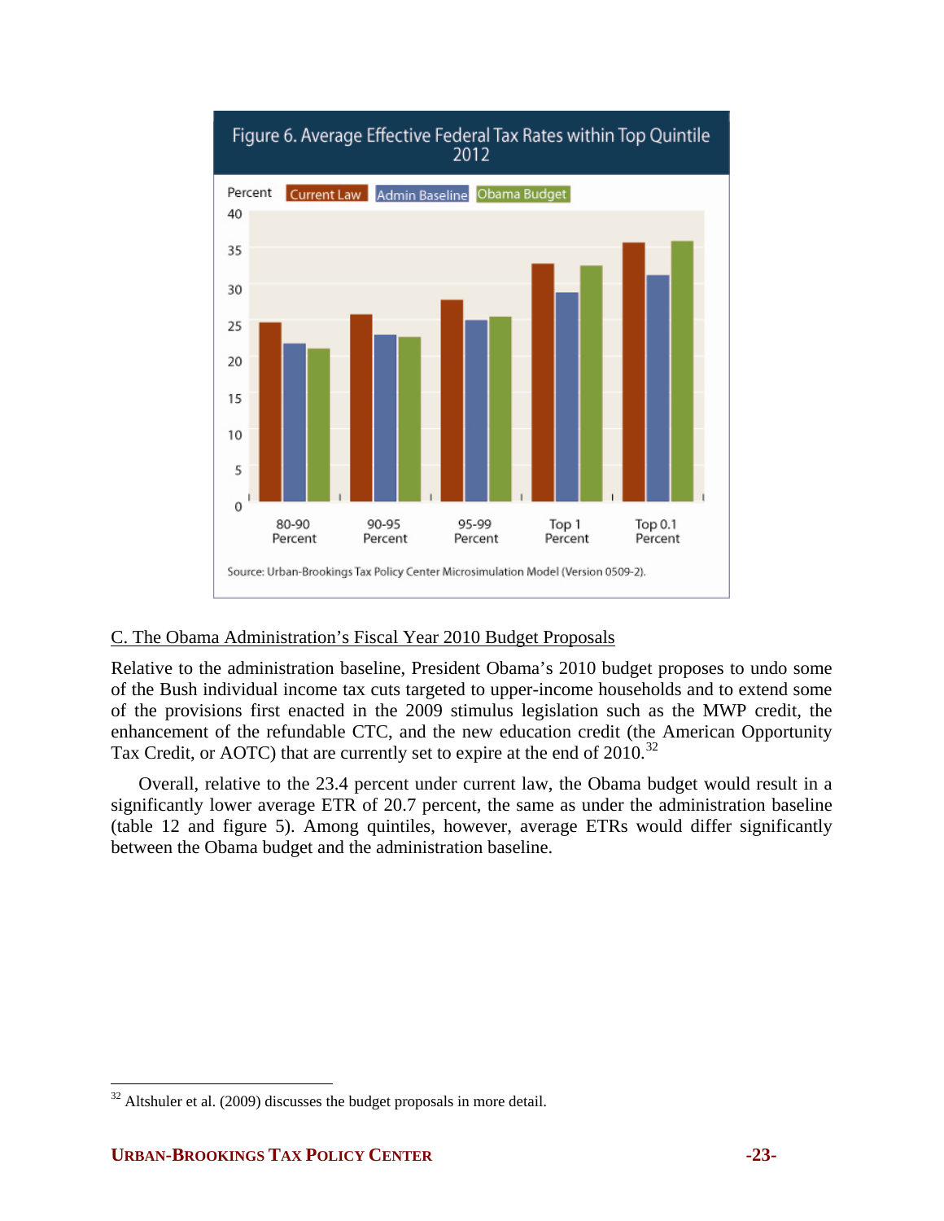Figure 6. Average Effective Federal Tax Rates within Top Quintile 2012

Source: Urban-Brookings Tax Policy Center Microsimulation Model (Version 0509-2).

## C. The Obama Administration's Fiscal Year 2010 Budget Proposals

Relative to the administration baseline, President Obama's 2010 budget proposes to undo some of the Bush individual income tax cuts targeted to upper-income households and to extend some of the provisions first enacted in the 2009 stimulus legislation such as the MWP credit, the enhancement of the refundable CTC, and the new education credit (the American Opportunity Tax Credit, or AOTC) that are currently set to expire at the end of 2010.[32]

Overall, relative to the 23.4 percent under current law, the Obama budget would result in a significantly lower average ETR of 20.7 percent, the same as under the administration baseline (table 12 and figure 5). Among quintiles, however, average ETRs would differ significantly between the Obama budget and the administration baseline.

[32] Altshuler et al. (2009) discusses the budget proposals in more detail.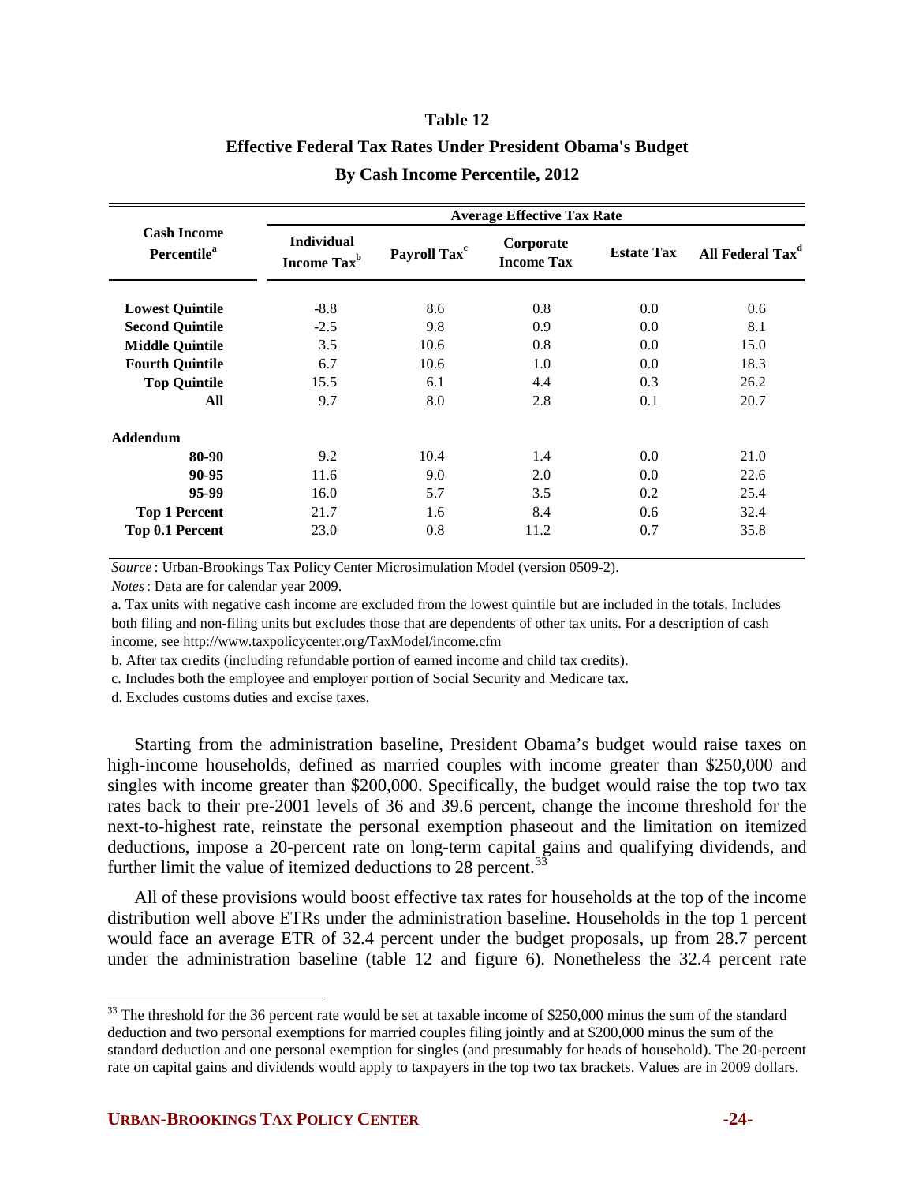**Table 12**

**Effective Federal Tax Rates Under President Obama's Budget**

**By Cash Income Percentile, 2012**

| Cash Income Percentile[a] | Average Effective Tax Rate | | | | |
|---|---|---|---|---|---|
| | Individual Income Tax[b] | Payroll Tax[c] | Corporate Income Tax | Estate Tax | All Federal Tax[d] |
| **Lowest Quintile** | -8.8 | 8.6 | 0.8 | 0.0 | 0.6 |
| **Second Quintile** | -2.5 | 9.8 | 0.9 | 0.0 | 8.1 |
| **Middle Quintile** | 3.5 | 10.6 | 0.8 | 0.0 | 15.0 |
| **Fourth Quintile** | 6.7 | 10.6 | 1.0 | 0.0 | 18.3 |
| **Top Quintile** | 15.5 | 6.1 | 4.4 | 0.3 | 26.2 |
| **All** | 9.7 | 8.0 | 2.8 | 0.1 | 20.7 |
| **Addendum** | | | | | |
| **80-90** | 9.2 | 10.4 | 1.4 | 0.0 | 21.0 |
| **90-95** | 11.6 | 9.0 | 2.0 | 0.0 | 22.6 |
| **95-99** | 16.0 | 5.7 | 3.5 | 0.2 | 25.4 |
| **Top 1 Percent** | 21.7 | 1.6 | 8.4 | 0.6 | 32.4 |
| **Top 0.1 Percent** | 23.0 | 0.8 | 11.2 | 0.7 | 35.8 |

*Source*: Urban-Brookings Tax Policy Center Microsimulation Model (version 0509-2).

*Notes*: Data are for calendar year 2009.

a. Tax units with negative cash income are excluded from the lowest quintile but are included in the totals. Includes both filing and non-filing units but excludes those that are dependents of other tax units. For a description of cash income, see http://www.taxpolicycenter.org/TaxModel/income.cfm

b. After tax credits (including refundable portion of earned income and child tax credits).

c. Includes both the employee and employer portion of Social Security and Medicare tax.

d. Excludes customs duties and excise taxes.

Starting from the administration baseline, President Obama's budget would raise taxes on high-income households, defined as married couples with income greater than $250,000 and singles with income greater than $200,000. Specifically, the budget would raise the top two tax rates back to their pre-2001 levels of 36 and 39.6 percent, change the income threshold for the next-to-highest rate, reinstate the personal exemption phaseout and the limitation on itemized deductions, impose a 20-percent rate on long-term capital gains and qualifying dividends, and further limit the value of itemized deductions to 28 percent.[33]

All of these provisions would boost effective tax rates for households at the top of the income distribution well above ETRs under the administration baseline. Households in the top 1 percent would face an average ETR of 32.4 percent under the budget proposals, up from 28.7 percent under the administration baseline (table 12 and figure 6). Nonetheless the 32.4 percent rate

[33] The threshold for the 36 percent rate would be set at taxable income of $250,000 minus the sum of the standard deduction and two personal exemptions for married couples filing jointly and at $200,000 minus the sum of the standard deduction and one personal exemption for singles (and presumably for heads of household). The 20-percent rate on capital gains and dividends would apply to taxpayers in the top two tax brackets. Values are in 2009 dollars.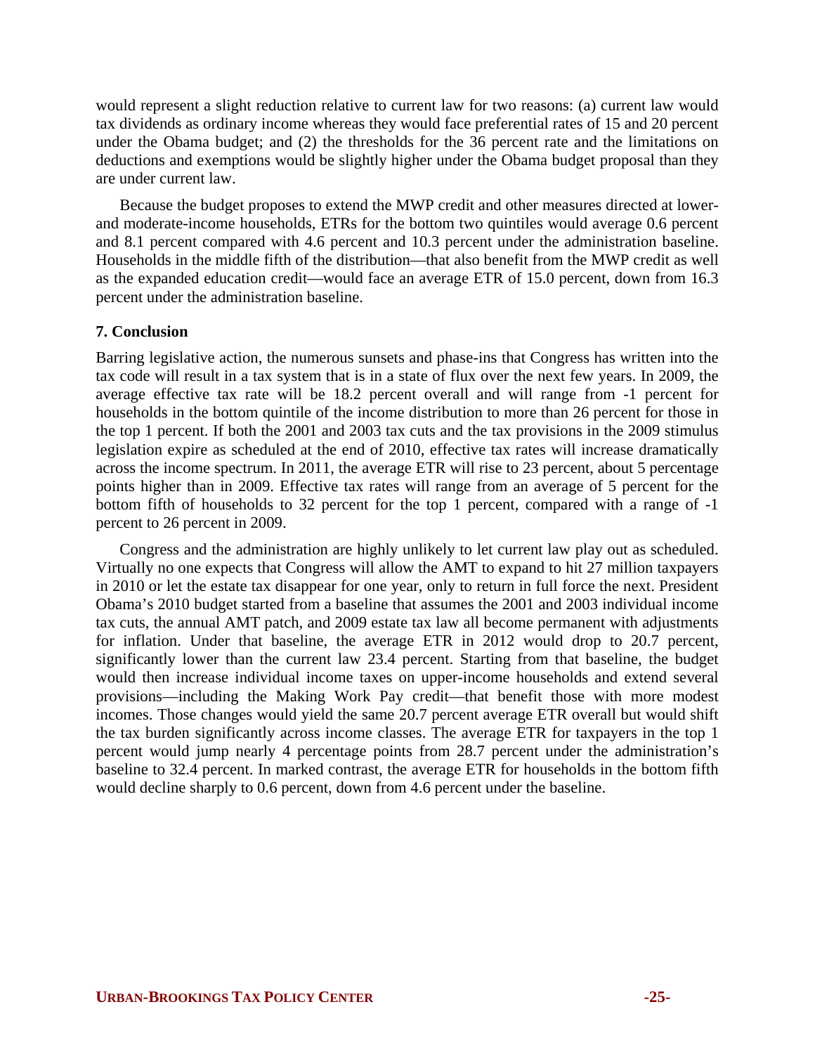would represent a slight reduction relative to current law for two reasons: (a) current law would tax dividends as ordinary income whereas they would face preferential rates of 15 and 20 percent under the Obama budget; and (2) the thresholds for the 36 percent rate and the limitations on deductions and exemptions would be slightly higher under the Obama budget proposal than they are under current law.

Because the budget proposes to extend the MWP credit and other measures directed at lower- and moderate-income households, ETRs for the bottom two quintiles would average 0.6 percent and 8.1 percent compared with 4.6 percent and 10.3 percent under the administration baseline. Households in the middle fifth of the distribution—that also benefit from the MWP credit as well as the expanded education credit—would face an average ETR of 15.0 percent, down from 16.3 percent under the administration baseline.

## 7. Conclusion

Barring legislative action, the numerous sunsets and phase-ins that Congress has written into the tax code will result in a tax system that is in a state of flux over the next few years. In 2009, the average effective tax rate will be 18.2 percent overall and will range from -1 percent for households in the bottom quintile of the income distribution to more than 26 percent for those in the top 1 percent. If both the 2001 and 2003 tax cuts and the tax provisions in the 2009 stimulus legislation expire as scheduled at the end of 2010, effective tax rates will increase dramatically across the income spectrum. In 2011, the average ETR will rise to 23 percent, about 5 percentage points higher than in 2009. Effective tax rates will range from an average of 5 percent for the bottom fifth of households to 32 percent for the top 1 percent, compared with a range of -1 percent to 26 percent in 2009.

Congress and the administration are highly unlikely to let current law play out as scheduled. Virtually no one expects that Congress will allow the AMT to expand to hit 27 million taxpayers in 2010 or let the estate tax disappear for one year, only to return in full force the next. President Obama's 2010 budget started from a baseline that assumes the 2001 and 2003 individual income tax cuts, the annual AMT patch, and 2009 estate tax law all become permanent with adjustments for inflation. Under that baseline, the average ETR in 2012 would drop to 20.7 percent, significantly lower than the current law 23.4 percent. Starting from that baseline, the budget would then increase individual income taxes on upper-income households and extend several provisions—including the Making Work Pay credit—that benefit those with more modest incomes. Those changes would yield the same 20.7 percent average ETR overall but would shift the tax burden significantly across income classes. The average ETR for taxpayers in the top 1 percent would jump nearly 4 percentage points from 28.7 percent under the administration's baseline to 32.4 percent. In marked contrast, the average ETR for households in the bottom fifth would decline sharply to 0.6 percent, down from 4.6 percent under the baseline.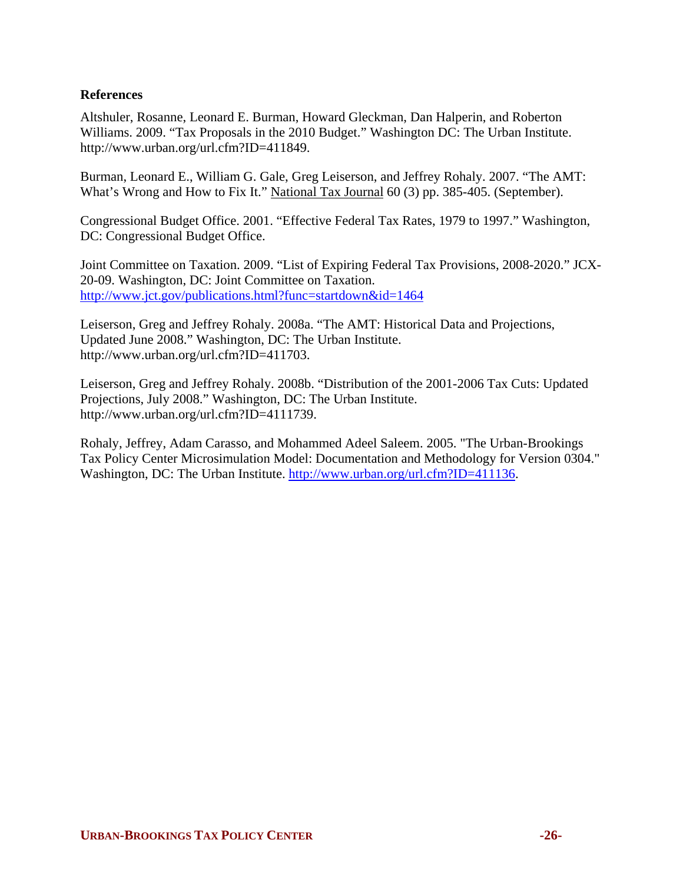## References

Altshuler, Rosanne, Leonard E. Burman, Howard Gleckman, Dan Halperin, and Roberton Williams. 2009. "Tax Proposals in the 2010 Budget." Washington DC: The Urban Institute. http://www.urban.org/url.cfm?ID=411849.

Burman, Leonard E., William G. Gale, Greg Leiserson, and Jeffrey Rohaly. 2007. "The AMT: What's Wrong and How to Fix It." National Tax Journal 60 (3) pp. 385-405. (September).

Congressional Budget Office. 2001. "Effective Federal Tax Rates, 1979 to 1997." Washington, DC: Congressional Budget Office.

Joint Committee on Taxation. 2009. "List of Expiring Federal Tax Provisions, 2008-2020." JCX-20-09. Washington, DC: Joint Committee on Taxation. http://www.jct.gov/publications.html?func=startdown&id=1464

Leiserson, Greg and Jeffrey Rohaly. 2008a. "The AMT: Historical Data and Projections, Updated June 2008." Washington, DC: The Urban Institute. http://www.urban.org/url.cfm?ID=411703.

Leiserson, Greg and Jeffrey Rohaly. 2008b. "Distribution of the 2001-2006 Tax Cuts: Updated Projections, July 2008." Washington, DC: The Urban Institute. http://www.urban.org/url.cfm?ID=4111739.

Rohaly, Jeffrey, Adam Carasso, and Mohammed Adeel Saleem. 2005. "The Urban-Brookings Tax Policy Center Microsimulation Model: Documentation and Methodology for Version 0304." Washington, DC: The Urban Institute. http://www.urban.org/url.cfm?ID=411136.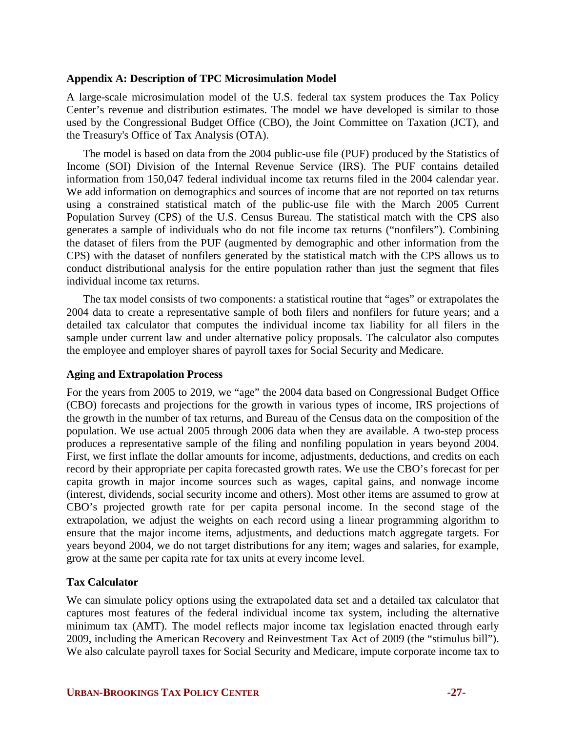## Appendix A: Description of TPC Microsimulation Model

A large-scale microsimulation model of the U.S. federal tax system produces the Tax Policy Center's revenue and distribution estimates. The model we have developed is similar to those used by the Congressional Budget Office (CBO), the Joint Committee on Taxation (JCT), and the Treasury's Office of Tax Analysis (OTA).

The model is based on data from the 2004 public-use file (PUF) produced by the Statistics of Income (SOI) Division of the Internal Revenue Service (IRS). The PUF contains detailed information from 150,047 federal individual income tax returns filed in the 2004 calendar year. We add information on demographics and sources of income that are not reported on tax returns using a constrained statistical match of the public-use file with the March 2005 Current Population Survey (CPS) of the U.S. Census Bureau. The statistical match with the CPS also generates a sample of individuals who do not file income tax returns ("nonfilers"). Combining the dataset of filers from the PUF (augmented by demographic and other information from the CPS) with the dataset of nonfilers generated by the statistical match with the CPS allows us to conduct distributional analysis for the entire population rather than just the segment that files individual income tax returns.

The tax model consists of two components: a statistical routine that "ages" or extrapolates the 2004 data to create a representative sample of both filers and nonfilers for future years; and a detailed tax calculator that computes the individual income tax liability for all filers in the sample under current law and under alternative policy proposals. The calculator also computes the employee and employer shares of payroll taxes for Social Security and Medicare.

### Aging and Extrapolation Process

For the years from 2005 to 2019, we "age" the 2004 data based on Congressional Budget Office (CBO) forecasts and projections for the growth in various types of income, IRS projections of the growth in the number of tax returns, and Bureau of the Census data on the composition of the population. We use actual 2005 through 2006 data when they are available. A two-step process produces a representative sample of the filing and nonfiling population in years beyond 2004. First, we first inflate the dollar amounts for income, adjustments, deductions, and credits on each record by their appropriate per capita forecasted growth rates. We use the CBO's forecast for per capita growth in major income sources such as wages, capital gains, and nonwage income (interest, dividends, social security income and others). Most other items are assumed to grow at CBO's projected growth rate for per capita personal income. In the second stage of the extrapolation, we adjust the weights on each record using a linear programming algorithm to ensure that the major income items, adjustments, and deductions match aggregate targets. For years beyond 2004, we do not target distributions for any item; wages and salaries, for example, grow at the same per capita rate for tax units at every income level.

### Tax Calculator

We can simulate policy options using the extrapolated data set and a detailed tax calculator that captures most features of the federal individual income tax system, including the alternative minimum tax (AMT). The model reflects major income tax legislation enacted through early 2009, including the American Recovery and Reinvestment Tax Act of 2009 (the "stimulus bill"). We also calculate payroll taxes for Social Security and Medicare, impute corporate income tax to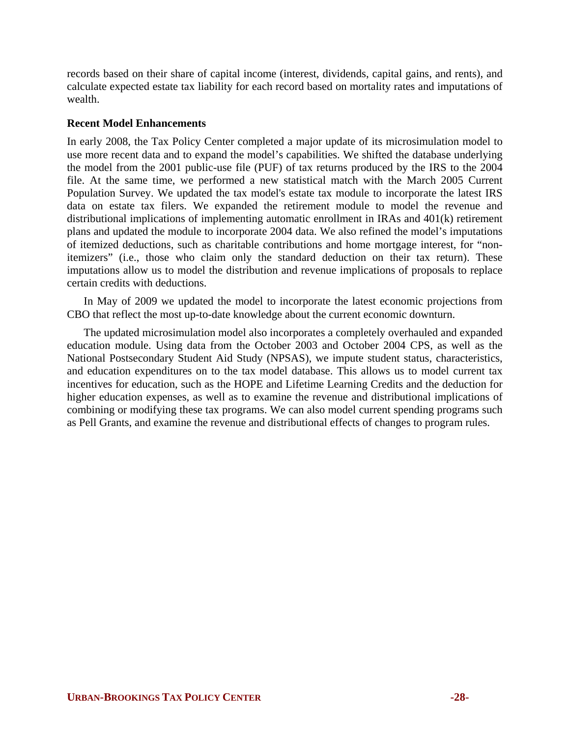records based on their share of capital income (interest, dividends, capital gains, and rents), and calculate expected estate tax liability for each record based on mortality rates and imputations of wealth.

### Recent Model Enhancements

In early 2008, the Tax Policy Center completed a major update of its microsimulation model to use more recent data and to expand the model's capabilities. We shifted the database underlying the model from the 2001 public-use file (PUF) of tax returns produced by the IRS to the 2004 file. At the same time, we performed a new statistical match with the March 2005 Current Population Survey. We updated the tax model's estate tax module to incorporate the latest IRS data on estate tax filers. We expanded the retirement module to model the revenue and distributional implications of implementing automatic enrollment in IRAs and 401(k) retirement plans and updated the module to incorporate 2004 data. We also refined the model's imputations of itemized deductions, such as charitable contributions and home mortgage interest, for "non-itemizers" (i.e., those who claim only the standard deduction on their tax return). These imputations allow us to model the distribution and revenue implications of proposals to replace certain credits with deductions.

In May of 2009 we updated the model to incorporate the latest economic projections from CBO that reflect the most up-to-date knowledge about the current economic downturn.

The updated microsimulation model also incorporates a completely overhauled and expanded education module. Using data from the October 2003 and October 2004 CPS, as well as the National Postsecondary Student Aid Study (NPSAS), we impute student status, characteristics, and education expenditures on to the tax model database. This allows us to model current tax incentives for education, such as the HOPE and Lifetime Learning Credits and the deduction for higher education expenses, as well as to examine the revenue and distributional implications of combining or modifying these tax programs. We can also model current spending programs such as Pell Grants, and examine the revenue and distributional effects of changes to program rules.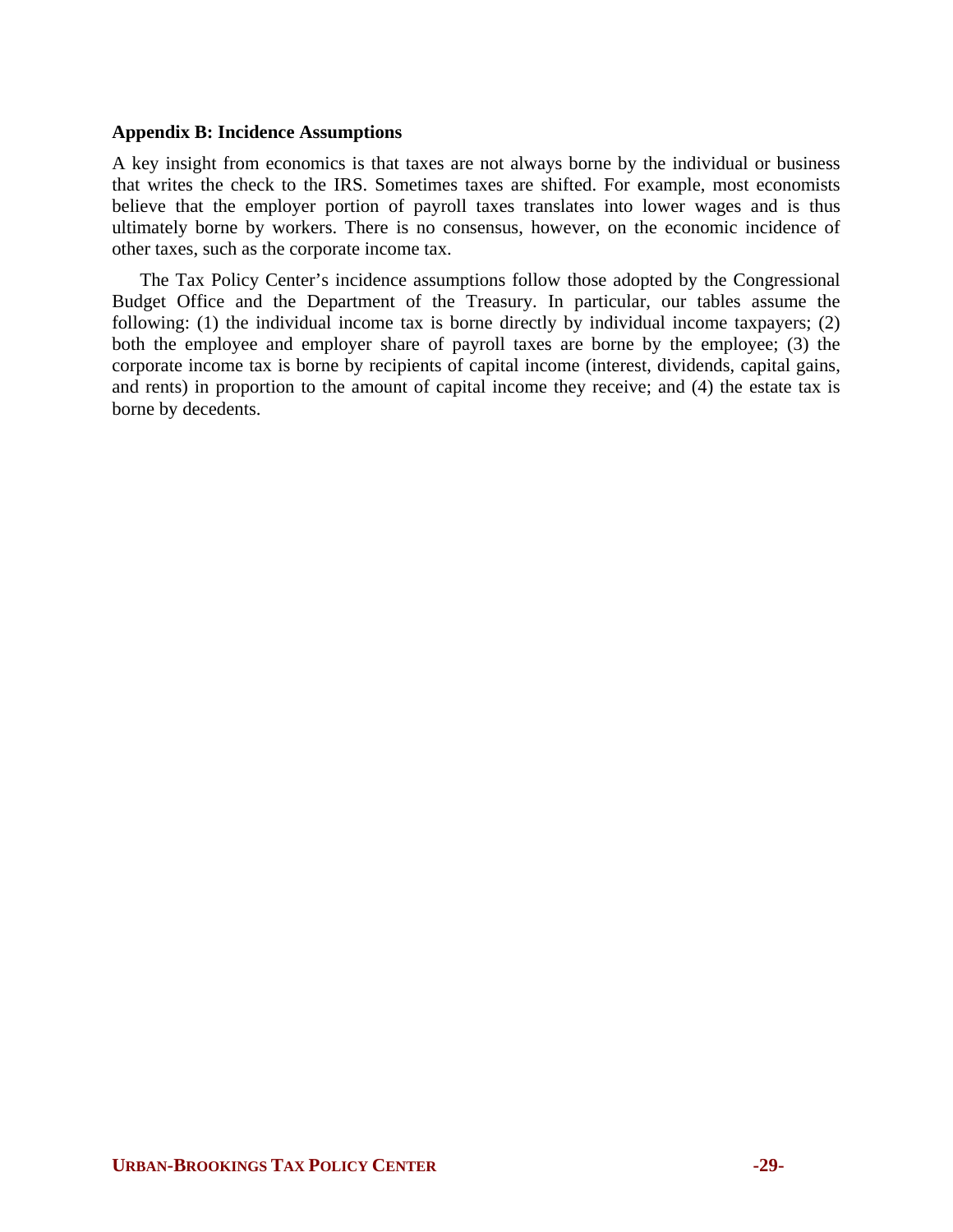## Appendix B: Incidence Assumptions

A key insight from economics is that taxes are not always borne by the individual or business that writes the check to the IRS. Sometimes taxes are shifted. For example, most economists believe that the employer portion of payroll taxes translates into lower wages and is thus ultimately borne by workers. There is no consensus, however, on the economic incidence of other taxes, such as the corporate income tax.

The Tax Policy Center's incidence assumptions follow those adopted by the Congressional Budget Office and the Department of the Treasury. In particular, our tables assume the following: (1) the individual income tax is borne directly by individual income taxpayers; (2) both the employee and employer share of payroll taxes are borne by the employee; (3) the corporate income tax is borne by recipients of capital income (interest, dividends, capital gains, and rents) in proportion to the amount of capital income they receive; and (4) the estate tax is borne by decedents.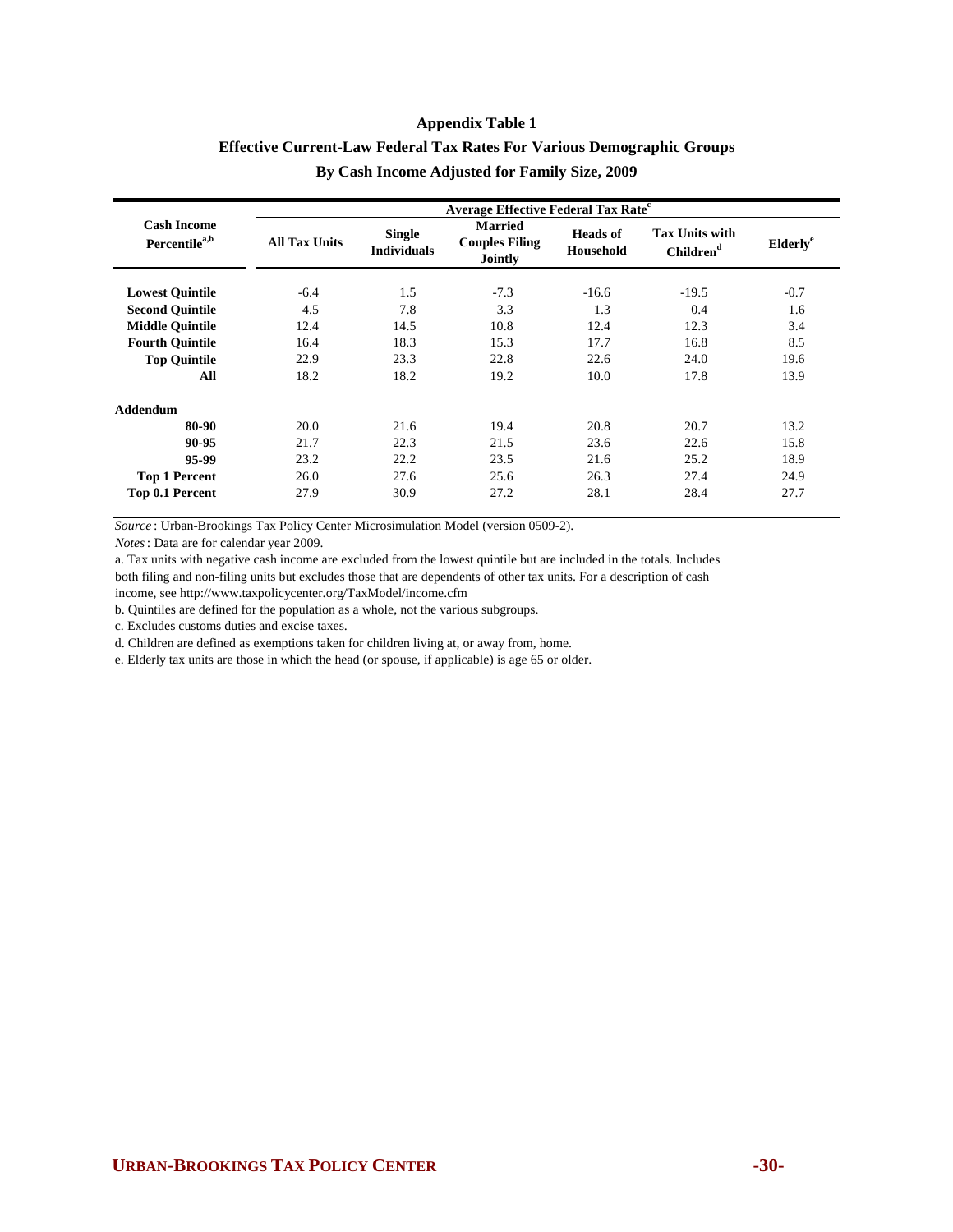## Appendix Table 1

## Effective Current-Law Federal Tax Rates For Various Demographic Groups

## By Cash Income Adjusted for Family Size, 2009

| Cash Income Percentile[a,b] | Average Effective Federal Tax Rate[c] | | | | | |
|---|---|---|---|---|---|---|
| | All Tax Units | Single Individuals | Married Couples Filing Jointly | Heads of Household | Tax Units with Children[d] | Elderly[e] |
| **Lowest Quintile** | -6.4 | 1.5 | -7.3 | -16.6 | -19.5 | -0.7 |
| **Second Quintile** | 4.5 | 7.8 | 3.3 | 1.3 | 0.4 | 1.6 |
| **Middle Quintile** | 12.4 | 14.5 | 10.8 | 12.4 | 12.3 | 3.4 |
| **Fourth Quintile** | 16.4 | 18.3 | 15.3 | 17.7 | 16.8 | 8.5 |
| **Top Quintile** | 22.9 | 23.3 | 22.8 | 22.6 | 24.0 | 19.6 |
| **All** | 18.2 | 18.2 | 19.2 | 10.0 | 17.8 | 13.9 |
| **Addendum** | | | | | | |
| **80-90** | 20.0 | 21.6 | 19.4 | 20.8 | 20.7 | 13.2 |
| **90-95** | 21.7 | 22.3 | 21.5 | 23.6 | 22.6 | 15.8 |
| **95-99** | 23.2 | 22.2 | 23.5 | 21.6 | 25.2 | 18.9 |
| **Top 1 Percent** | 26.0 | 27.6 | 25.6 | 26.3 | 27.4 | 24.9 |
| **Top 0.1 Percent** | 27.9 | 30.9 | 27.2 | 28.1 | 28.4 | 27.7 |

*Source*: Urban-Brookings Tax Policy Center Microsimulation Model (version 0509-2).

*Notes*: Data are for calendar year 2009.

a. Tax units with negative cash income are excluded from the lowest quintile but are included in the totals. Includes both filing and non-filing units but excludes those that are dependents of other tax units. For a description of cash income, see http://www.taxpolicycenter.org/TaxModel/income.cfm

b. Quintiles are defined for the population as a whole, not the various subgroups.

c. Excludes customs duties and excise taxes.

d. Children are defined as exemptions taken for children living at, or away from, home.

e. Elderly tax units are those in which the head (or spouse, if applicable) is age 65 or older.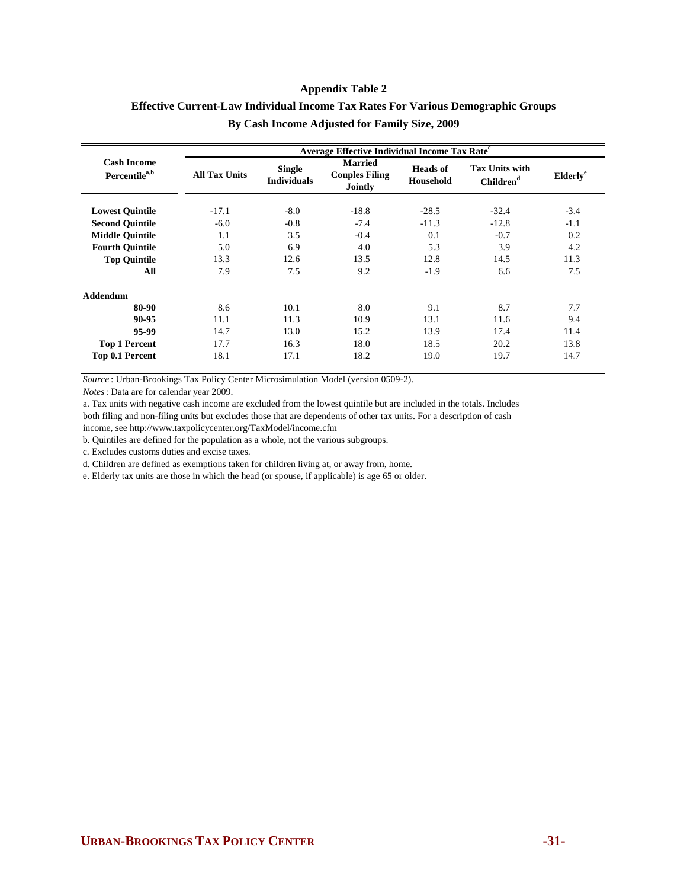**Appendix Table 2**

**Effective Current-Law Individual Income Tax Rates For Various Demographic Groups By Cash Income Adjusted for Family Size, 2009**

| Cash Income Percentile[a,b] | Average Effective Individual Income Tax Rate[c] | | | | | |
|---|---|---|---|---|---|---|
| | All Tax Units | Single Individuals | Married Couples Filing Jointly | Heads of Household | Tax Units with Children[d] | Elderly[e] |
| **Lowest Quintile** | -17.1 | -8.0 | -18.8 | -28.5 | -32.4 | -3.4 |
| **Second Quintile** | -6.0 | -0.8 | -7.4 | -11.3 | -12.8 | -1.1 |
| **Middle Quintile** | 1.1 | 3.5 | -0.4 | 0.1 | -0.7 | 0.2 |
| **Fourth Quintile** | 5.0 | 6.9 | 4.0 | 5.3 | 3.9 | 4.2 |
| **Top Quintile** | 13.3 | 12.6 | 13.5 | 12.8 | 14.5 | 11.3 |
| **All** | 7.9 | 7.5 | 9.2 | -1.9 | 6.6 | 7.5 |
| **Addendum** | | | | | | |
| **80-90** | 8.6 | 10.1 | 8.0 | 9.1 | 8.7 | 7.7 |
| **90-95** | 11.1 | 11.3 | 10.9 | 13.1 | 11.6 | 9.4 |
| **95-99** | 14.7 | 13.0 | 15.2 | 13.9 | 17.4 | 11.4 |
| **Top 1 Percent** | 17.7 | 16.3 | 18.0 | 18.5 | 20.2 | 13.8 |
| **Top 0.1 Percent** | 18.1 | 17.1 | 18.2 | 19.0 | 19.7 | 14.7 |

*Source*: Urban-Brookings Tax Policy Center Microsimulation Model (version 0509-2).

*Notes*: Data are for calendar year 2009.

a. Tax units with negative cash income are excluded from the lowest quintile but are included in the totals. Includes both filing and non-filing units but excludes those that are dependents of other tax units. For a description of cash income, see http://www.taxpolicycenter.org/TaxModel/income.cfm

b. Quintiles are defined for the population as a whole, not the various subgroups.

c. Excludes customs duties and excise taxes.

d. Children are defined as exemptions taken for children living at, or away from, home.

e. Elderly tax units are those in which the head (or spouse, if applicable) is age 65 or older.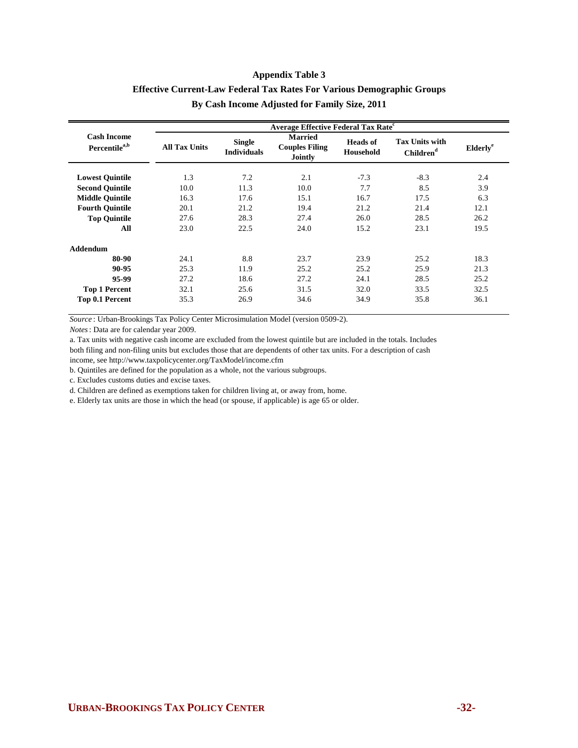**Appendix Table 3**

**Effective Current-Law Federal Tax Rates For Various Demographic Groups**

**By Cash Income Adjusted for Family Size, 2011**

| Cash Income Percentile[a,b] | Average Effective Federal Tax Rate[c] | | | | | |
|---|---|---|---|---|---|---|
| | All Tax Units | Single Individuals | Married Couples Filing Jointly | Heads of Household | Tax Units with Children[d] | Elderly[e] |
| **Lowest Quintile** | 1.3 | 7.2 | 2.1 | -7.3 | -8.3 | 2.4 |
| **Second Quintile** | 10.0 | 11.3 | 10.0 | 7.7 | 8.5 | 3.9 |
| **Middle Quintile** | 16.3 | 17.6 | 15.1 | 16.7 | 17.5 | 6.3 |
| **Fourth Quintile** | 20.1 | 21.2 | 19.4 | 21.2 | 21.4 | 12.1 |
| **Top Quintile** | 27.6 | 28.3 | 27.4 | 26.0 | 28.5 | 26.2 |
| **All** | 23.0 | 22.5 | 24.0 | 15.2 | 23.1 | 19.5 |
| **Addendum** | | | | | | |
| **80-90** | 24.1 | 8.8 | 23.7 | 23.9 | 25.2 | 18.3 |
| **90-95** | 25.3 | 11.9 | 25.2 | 25.2 | 25.9 | 21.3 |
| **95-99** | 27.2 | 18.6 | 27.2 | 24.1 | 28.5 | 25.2 |
| **Top 1 Percent** | 32.1 | 25.6 | 31.5 | 32.0 | 33.5 | 32.5 |
| **Top 0.1 Percent** | 35.3 | 26.9 | 34.6 | 34.9 | 35.8 | 36.1 |

*Source*: Urban-Brookings Tax Policy Center Microsimulation Model (version 0509-2).

*Notes*: Data are for calendar year 2009.

a. Tax units with negative cash income are excluded from the lowest quintile but are included in the totals. Includes both filing and non-filing units but excludes those that are dependents of other tax units. For a description of cash income, see http://www.taxpolicycenter.org/TaxModel/income.cfm

b. Quintiles are defined for the population as a whole, not the various subgroups.

c. Excludes customs duties and excise taxes.

d. Children are defined as exemptions taken for children living at, or away from, home.

e. Elderly tax units are those in which the head (or spouse, if applicable) is age 65 or older.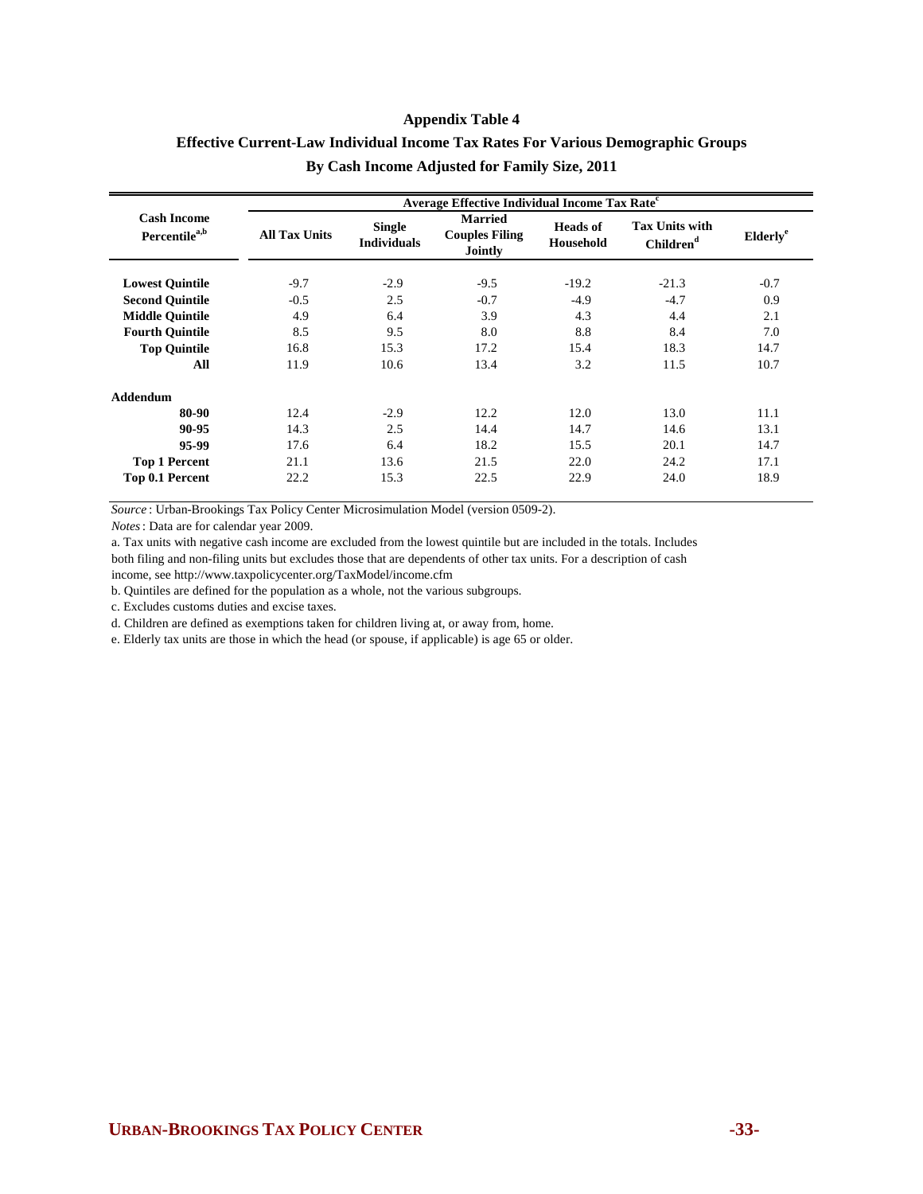**Appendix Table 4**

**Effective Current-Law Individual Income Tax Rates For Various Demographic Groups**

**By Cash Income Adjusted for Family Size, 2011**

| Cash Income Percentile[a,b] | Average Effective Individual Income Tax Rate[c] | | | | | |
|---|---|---|---|---|---|---|
| | All Tax Units | Single Individuals | Married Couples Filing Jointly | Heads of Household | Tax Units with Children[d] | Elderly[e] |
| **Lowest Quintile** | -9.7 | -2.9 | -9.5 | -19.2 | -21.3 | -0.7 |
| **Second Quintile** | -0.5 | 2.5 | -0.7 | -4.9 | -4.7 | 0.9 |
| **Middle Quintile** | 4.9 | 6.4 | 3.9 | 4.3 | 4.4 | 2.1 |
| **Fourth Quintile** | 8.5 | 9.5 | 8.0 | 8.8 | 8.4 | 7.0 |
| **Top Quintile** | 16.8 | 15.3 | 17.2 | 15.4 | 18.3 | 14.7 |
| **All** | 11.9 | 10.6 | 13.4 | 3.2 | 11.5 | 10.7 |
| **Addendum** | | | | | | |
| **80-90** | 12.4 | -2.9 | 12.2 | 12.0 | 13.0 | 11.1 |
| **90-95** | 14.3 | 2.5 | 14.4 | 14.7 | 14.6 | 13.1 |
| **95-99** | 17.6 | 6.4 | 18.2 | 15.5 | 20.1 | 14.7 |
| **Top 1 Percent** | 21.1 | 13.6 | 21.5 | 22.0 | 24.2 | 17.1 |
| **Top 0.1 Percent** | 22.2 | 15.3 | 22.5 | 22.9 | 24.0 | 18.9 |

*Source*: Urban-Brookings Tax Policy Center Microsimulation Model (version 0509-2).

*Notes*: Data are for calendar year 2009.

a. Tax units with negative cash income are excluded from the lowest quintile but are included in the totals. Includes both filing and non-filing units but excludes those that are dependents of other tax units. For a description of cash income, see http://www.taxpolicycenter.org/TaxModel/income.cfm

b. Quintiles are defined for the population as a whole, not the various subgroups.

c. Excludes customs duties and excise taxes.

d. Children are defined as exemptions taken for children living at, or away from, home.

e. Elderly tax units are those in which the head (or spouse, if applicable) is age 65 or older.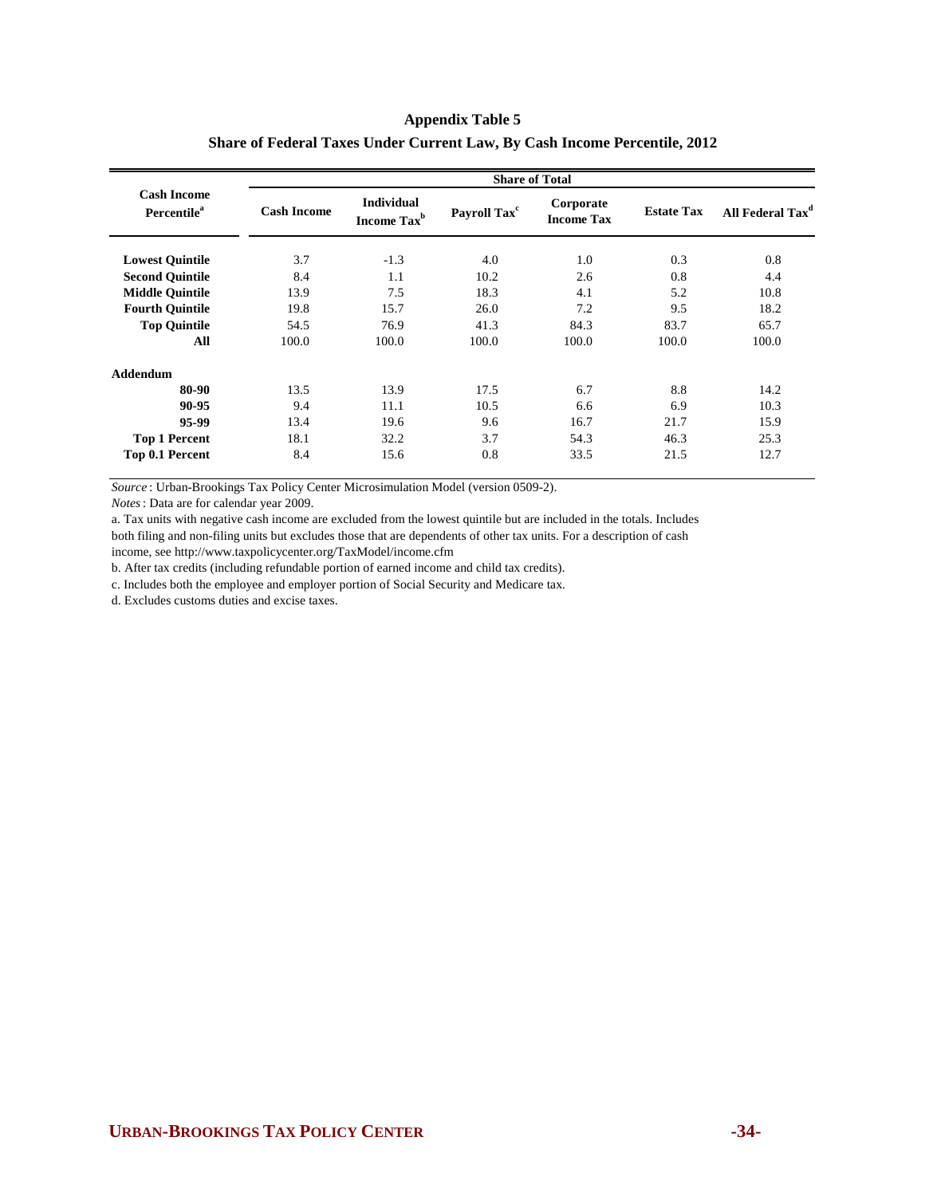**Appendix Table 5**

**Share of Federal Taxes Under Current Law, By Cash Income Percentile, 2012**

| Cash Income Percentile[a] | Share of Total | | | | | |
|---|---|---|---|---|---|---|
| | Cash Income | Individual Income Tax[b] | Payroll Tax[c] | Corporate Income Tax | Estate Tax | All Federal Tax[d] |
| **Lowest Quintile** | 3.7 | -1.3 | 4.0 | 1.0 | 0.3 | 0.8 |
| **Second Quintile** | 8.4 | 1.1 | 10.2 | 2.6 | 0.8 | 4.4 |
| **Middle Quintile** | 13.9 | 7.5 | 18.3 | 4.1 | 5.2 | 10.8 |
| **Fourth Quintile** | 19.8 | 15.7 | 26.0 | 7.2 | 9.5 | 18.2 |
| **Top Quintile** | 54.5 | 76.9 | 41.3 | 84.3 | 83.7 | 65.7 |
| **All** | 100.0 | 100.0 | 100.0 | 100.0 | 100.0 | 100.0 |
| **Addendum** | | | | | | |
| **80-90** | 13.5 | 13.9 | 17.5 | 6.7 | 8.8 | 14.2 |
| **90-95** | 9.4 | 11.1 | 10.5 | 6.6 | 6.9 | 10.3 |
| **95-99** | 13.4 | 19.6 | 9.6 | 16.7 | 21.7 | 15.9 |
| **Top 1 Percent** | 18.1 | 32.2 | 3.7 | 54.3 | 46.3 | 25.3 |
| **Top 0.1 Percent** | 8.4 | 15.6 | 0.8 | 33.5 | 21.5 | 12.7 |

*Source*: Urban-Brookings Tax Policy Center Microsimulation Model (version 0509-2).

*Notes*: Data are for calendar year 2009.

a. Tax units with negative cash income are excluded from the lowest quintile but are included in the totals. Includes both filing and non-filing units but excludes those that are dependents of other tax units. For a description of cash income, see http://www.taxpolicycenter.org/TaxModel/income.cfm

b. After tax credits (including refundable portion of earned income and child tax credits).

c. Includes both the employee and employer portion of Social Security and Medicare tax.

d. Excludes customs duties and excise taxes.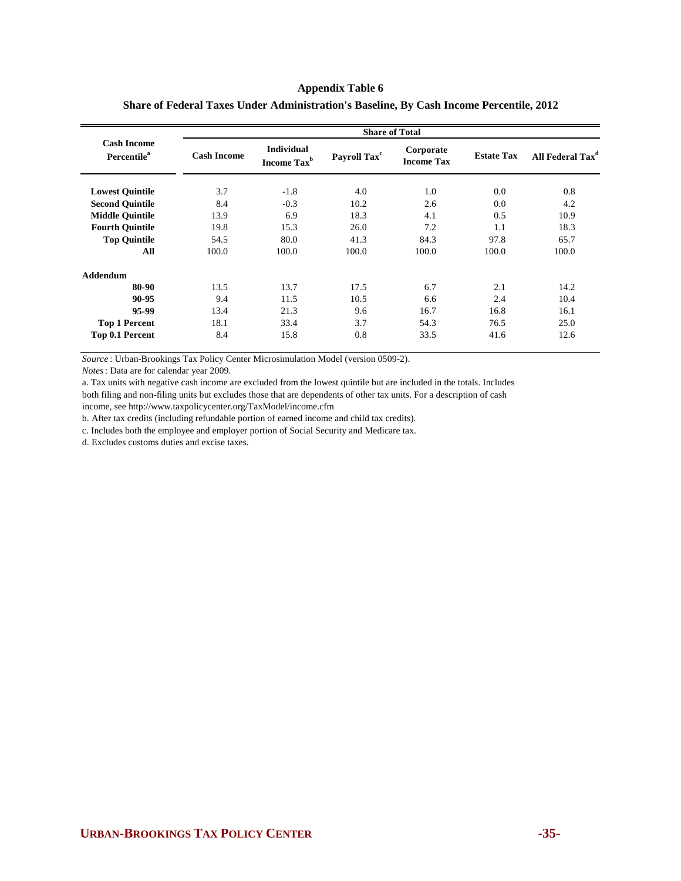**Appendix Table 6**

**Share of Federal Taxes Under Administration's Baseline, By Cash Income Percentile, 2012**

| Cash Income Percentile[a] | Share of Total | | | | | |
|---|---|---|---|---|---|---|
| | Cash Income | Individual Income Tax[b] | Payroll Tax[c] | Corporate Income Tax | Estate Tax | All Federal Tax[d] |
| **Lowest Quintile** | 3.7 | -1.8 | 4.0 | 1.0 | 0.0 | 0.8 |
| **Second Quintile** | 8.4 | -0.3 | 10.2 | 2.6 | 0.0 | 4.2 |
| **Middle Quintile** | 13.9 | 6.9 | 18.3 | 4.1 | 0.5 | 10.9 |
| **Fourth Quintile** | 19.8 | 15.3 | 26.0 | 7.2 | 1.1 | 18.3 |
| **Top Quintile** | 54.5 | 80.0 | 41.3 | 84.3 | 97.8 | 65.7 |
| **All** | 100.0 | 100.0 | 100.0 | 100.0 | 100.0 | 100.0 |
| **Addendum** | | | | | | |
| **80-90** | 13.5 | 13.7 | 17.5 | 6.7 | 2.1 | 14.2 |
| **90-95** | 9.4 | 11.5 | 10.5 | 6.6 | 2.4 | 10.4 |
| **95-99** | 13.4 | 21.3 | 9.6 | 16.7 | 16.8 | 16.1 |
| **Top 1 Percent** | 18.1 | 33.4 | 3.7 | 54.3 | 76.5 | 25.0 |
| **Top 0.1 Percent** | 8.4 | 15.8 | 0.8 | 33.5 | 41.6 | 12.6 |

*Source*: Urban-Brookings Tax Policy Center Microsimulation Model (version 0509-2).

*Notes*: Data are for calendar year 2009.

a. Tax units with negative cash income are excluded from the lowest quintile but are included in the totals. Includes both filing and non-filing units but excludes those that are dependents of other tax units. For a description of cash income, see http://www.taxpolicycenter.org/TaxModel/income.cfm

b. After tax credits (including refundable portion of earned income and child tax credits).

c. Includes both the employee and employer portion of Social Security and Medicare tax.

d. Excludes customs duties and excise taxes.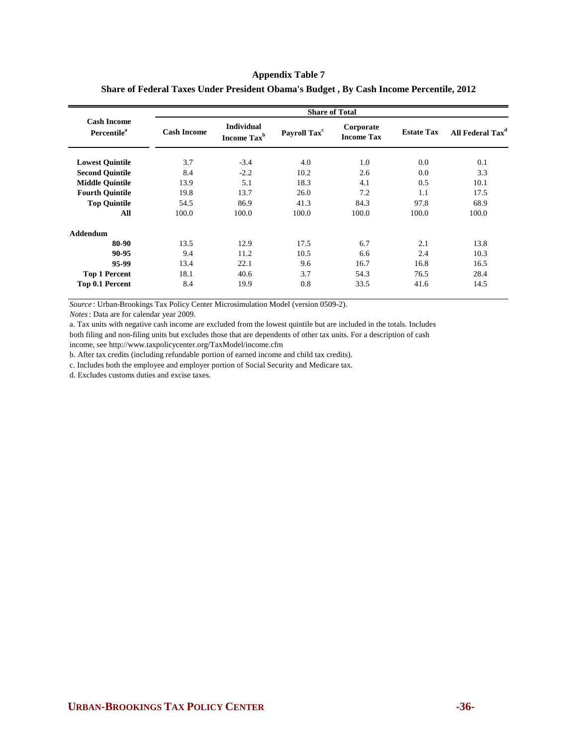**Appendix Table 7**

**Share of Federal Taxes Under President Obama's Budget , By Cash Income Percentile, 2012**

| Cash Income Percentile[a] | Share of Total | | | | | |
|---|---|---|---|---|---|---|
| | Cash Income | Individual Income Tax[b] | Payroll Tax[c] | Corporate Income Tax | Estate Tax | All Federal Tax[d] |
| **Lowest Quintile** | 3.7 | -3.4 | 4.0 | 1.0 | 0.0 | 0.1 |
| **Second Quintile** | 8.4 | -2.2 | 10.2 | 2.6 | 0.0 | 3.3 |
| **Middle Quintile** | 13.9 | 5.1 | 18.3 | 4.1 | 0.5 | 10.1 |
| **Fourth Quintile** | 19.8 | 13.7 | 26.0 | 7.2 | 1.1 | 17.5 |
| **Top Quintile** | 54.5 | 86.9 | 41.3 | 84.3 | 97.8 | 68.9 |
| **All** | 100.0 | 100.0 | 100.0 | 100.0 | 100.0 | 100.0 |
| **Addendum** | | | | | | |
| **80-90** | 13.5 | 12.9 | 17.5 | 6.7 | 2.1 | 13.8 |
| **90-95** | 9.4 | 11.2 | 10.5 | 6.6 | 2.4 | 10.3 |
| **95-99** | 13.4 | 22.1 | 9.6 | 16.7 | 16.8 | 16.5 |
| **Top 1 Percent** | 18.1 | 40.6 | 3.7 | 54.3 | 76.5 | 28.4 |
| **Top 0.1 Percent** | 8.4 | 19.9 | 0.8 | 33.5 | 41.6 | 14.5 |

*Source*: Urban-Brookings Tax Policy Center Microsimulation Model (version 0509-2).

*Notes*: Data are for calendar year 2009.

a. Tax units with negative cash income are excluded from the lowest quintile but are included in the totals. Includes both filing and non-filing units but excludes those that are dependents of other tax units. For a description of cash income, see http://www.taxpolicycenter.org/TaxModel/income.cfm

b. After tax credits (including refundable portion of earned income and child tax credits).

c. Includes both the employee and employer portion of Social Security and Medicare tax.

d. Excludes customs duties and excise taxes.